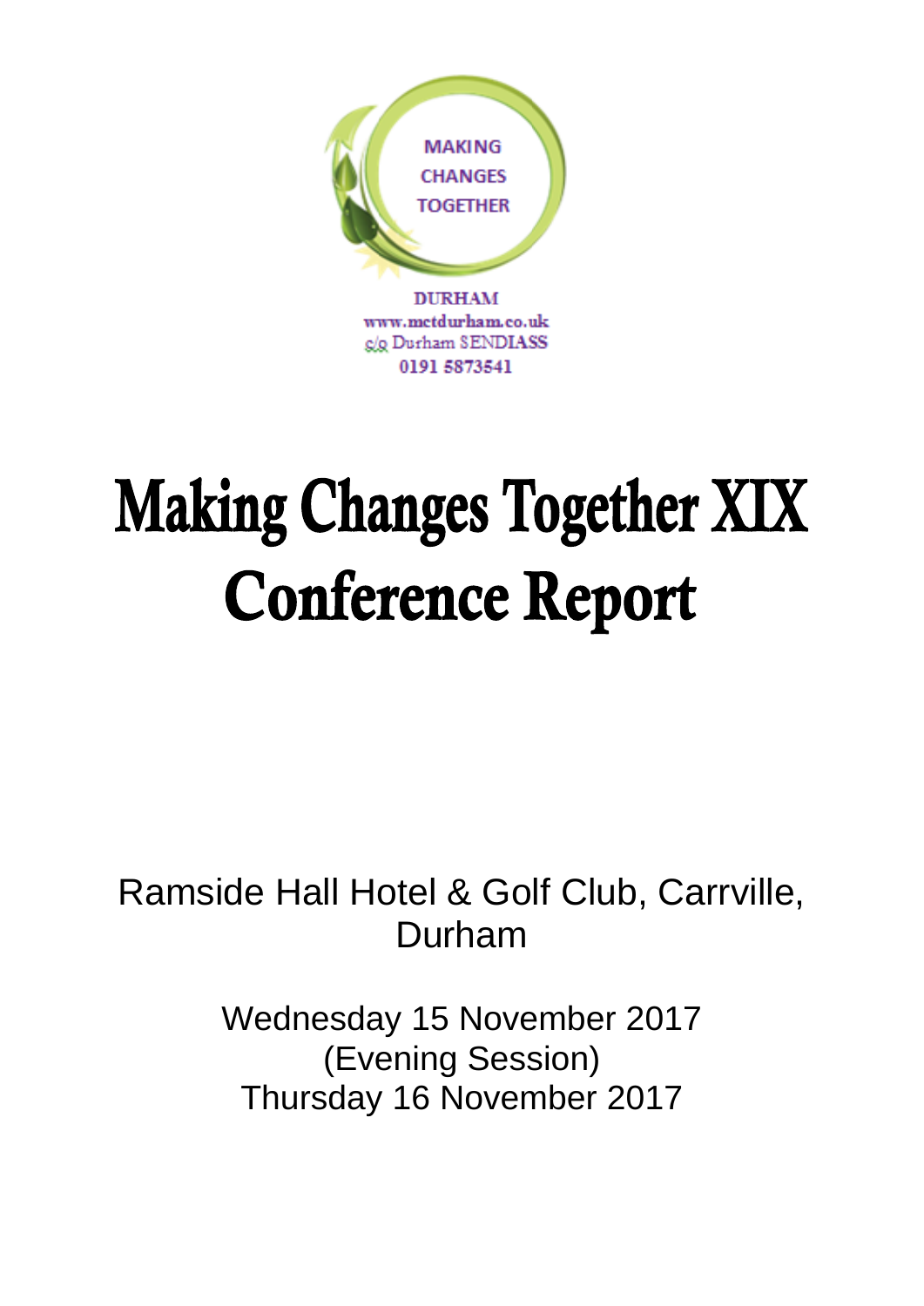MAKING
CHANGES
TOGETHER

DURHAM
www.mctdurham.co.uk
c/o Durham SENDIASS
0191 5873541

# Making Changes Together XIX Conference Report

Ramside Hall Hotel & Golf Club, Carrville, Durham

Wednesday 15 November 2017
(Evening Session)
Thursday 16 November 2017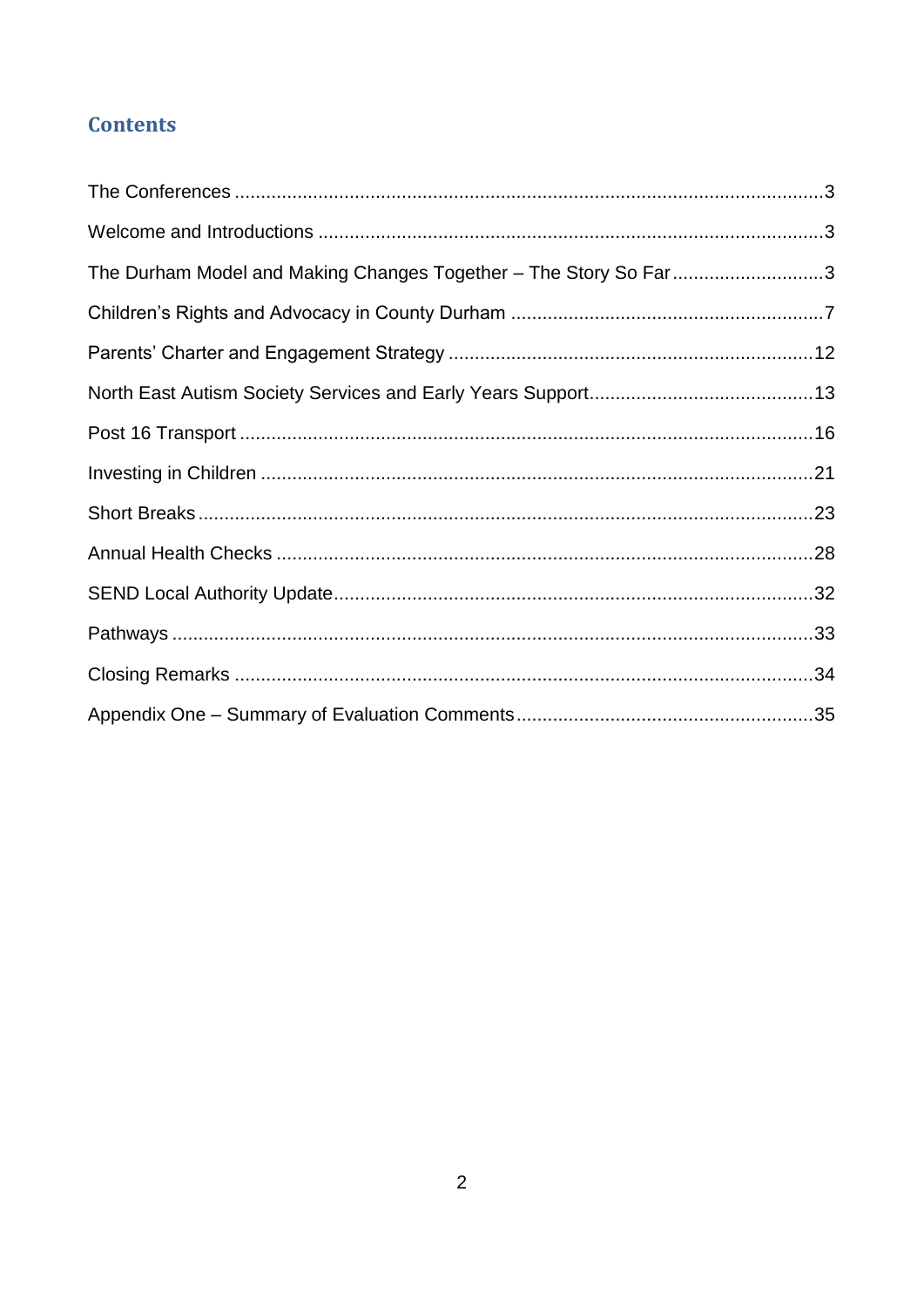## Contents

The Conferences ............................................................................................................3

Welcome and Introductions ...........................................................................................3

The Durham Model and Making Changes Together – The Story So Far ............................3

Children's Rights and Advocacy in County Durham .........................................................7

Parents' Charter and Engagement Strategy ....................................................................12

North East Autism Society Services and Early Years Support..........................................13

Post 16 Transport .........................................................................................................16

Investing in Children .....................................................................................................21

Short Breaks .................................................................................................................23

Annual Health Checks ...................................................................................................28

SEND Local Authority Update.........................................................................................32

Pathways ......................................................................................................................33

Closing Remarks ...........................................................................................................34

Appendix One – Summary of Evaluation Comments........................................................35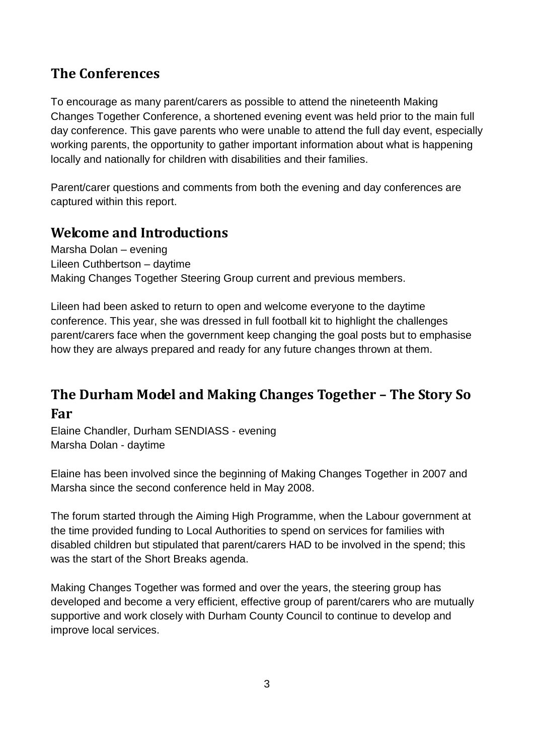## The Conferences

To encourage as many parent/carers as possible to attend the nineteenth Making Changes Together Conference, a shortened evening event was held prior to the main full day conference. This gave parents who were unable to attend the full day event, especially working parents, the opportunity to gather important information about what is happening locally and nationally for children with disabilities and their families.

Parent/carer questions and comments from both the evening and day conferences are captured within this report.

## Welcome and Introductions

Marsha Dolan – evening
Lileen Cuthbertson – daytime
Making Changes Together Steering Group current and previous members.

Lileen had been asked to return to open and welcome everyone to the daytime conference. This year, she was dressed in full football kit to highlight the challenges parent/carers face when the government keep changing the goal posts but to emphasise how they are always prepared and ready for any future changes thrown at them.

## The Durham Model and Making Changes Together – The Story So Far

Elaine Chandler, Durham SENDIASS - evening
Marsha Dolan - daytime

Elaine has been involved since the beginning of Making Changes Together in 2007 and Marsha since the second conference held in May 2008.

The forum started through the Aiming High Programme, when the Labour government at the time provided funding to Local Authorities to spend on services for families with disabled children but stipulated that parent/carers HAD to be involved in the spend; this was the start of the Short Breaks agenda.

Making Changes Together was formed and over the years, the steering group has developed and become a very efficient, effective group of parent/carers who are mutually supportive and work closely with Durham County Council to continue to develop and improve local services.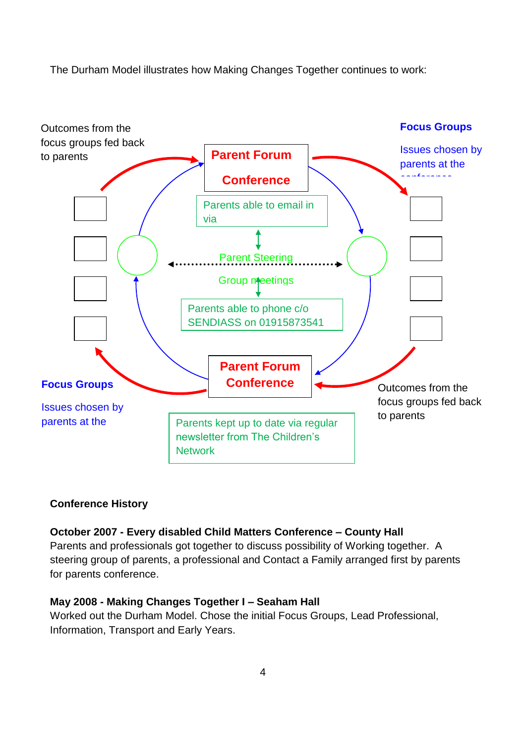The Durham Model illustrates how Making Changes Together continues to work:

Outcomes from the focus groups fed back to parents

**Parent Forum Conference**

**Focus Groups**

Issues chosen by parents at the conference

Parents able to email in via

Parent Steering Group meetings

Parents able to phone c/o SENDIASS on 01915873541

**Parent Forum Conference**

**Focus Groups**

Issues chosen by parents at the

Outcomes from the focus groups fed back to parents

Parents kept up to date via regular newsletter from The Children's Network

**Conference History**

**October 2007 - Every disabled Child Matters Conference – County Hall**
Parents and professionals got together to discuss possibility of Working together. A steering group of parents, a professional and Contact a Family arranged first by parents for parents conference.

**May 2008 - Making Changes Together I – Seaham Hall**
Worked out the Durham Model. Chose the initial Focus Groups, Lead Professional, Information, Transport and Early Years.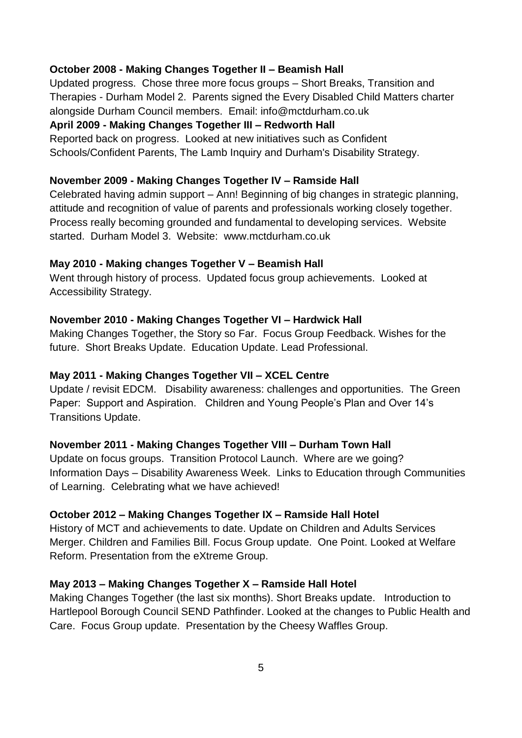**October 2008 - Making Changes Together II – Beamish Hall**

Updated progress. Chose three more focus groups – Short Breaks, Transition and Therapies - Durham Model 2. Parents signed the Every Disabled Child Matters charter alongside Durham Council members. Email: info@mctdurham.co.uk

**April 2009 - Making Changes Together III – Redworth Hall**

Reported back on progress. Looked at new initiatives such as Confident Schools/Confident Parents, The Lamb Inquiry and Durham's Disability Strategy.

**November 2009 - Making Changes Together IV – Ramside Hall**

Celebrated having admin support – Ann! Beginning of big changes in strategic planning, attitude and recognition of value of parents and professionals working closely together. Process really becoming grounded and fundamental to developing services. Website started. Durham Model 3. Website: www.mctdurham.co.uk

**May 2010 - Making changes Together V – Beamish Hall**

Went through history of process. Updated focus group achievements. Looked at Accessibility Strategy.

**November 2010 - Making Changes Together VI – Hardwick Hall**

Making Changes Together, the Story so Far. Focus Group Feedback. Wishes for the future. Short Breaks Update. Education Update. Lead Professional.

**May 2011 - Making Changes Together VII – XCEL Centre**

Update / revisit EDCM. Disability awareness: challenges and opportunities. The Green Paper: Support and Aspiration. Children and Young People's Plan and Over 14's Transitions Update.

**November 2011 - Making Changes Together VIII – Durham Town Hall**

Update on focus groups. Transition Protocol Launch. Where are we going? Information Days – Disability Awareness Week. Links to Education through Communities of Learning. Celebrating what we have achieved!

**October 2012 – Making Changes Together IX – Ramside Hall Hotel**

History of MCT and achievements to date. Update on Children and Adults Services Merger. Children and Families Bill. Focus Group update. One Point. Looked at Welfare Reform. Presentation from the eXtreme Group.

**May 2013 – Making Changes Together X – Ramside Hall Hotel**

Making Changes Together (the last six months). Short Breaks update. Introduction to Hartlepool Borough Council SEND Pathfinder. Looked at the changes to Public Health and Care. Focus Group update. Presentation by the Cheesy Waffles Group.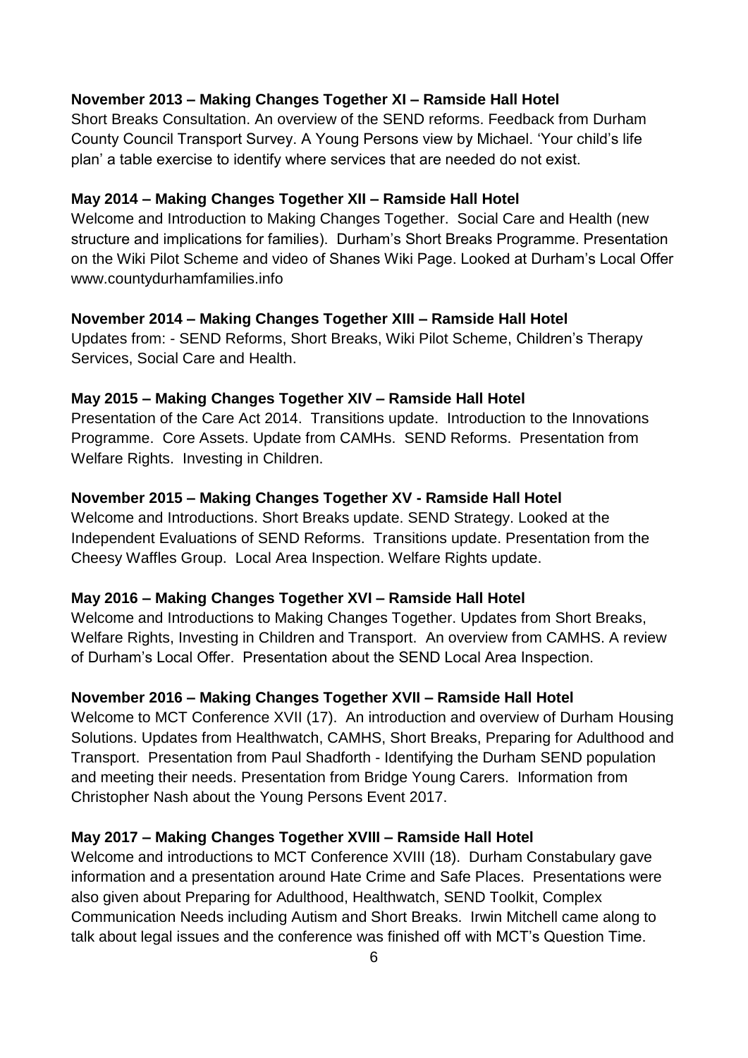**November 2013 – Making Changes Together XI – Ramside Hall Hotel**

Short Breaks Consultation. An overview of the SEND reforms. Feedback from Durham County Council Transport Survey. A Young Persons view by Michael. 'Your child's life plan' a table exercise to identify where services that are needed do not exist.

**May 2014 – Making Changes Together XII – Ramside Hall Hotel**

Welcome and Introduction to Making Changes Together. Social Care and Health (new structure and implications for families). Durham's Short Breaks Programme. Presentation on the Wiki Pilot Scheme and video of Shanes Wiki Page. Looked at Durham's Local Offer www.countydurhamfamilies.info

**November 2014 – Making Changes Together XIII – Ramside Hall Hotel**

Updates from: - SEND Reforms, Short Breaks, Wiki Pilot Scheme, Children's Therapy Services, Social Care and Health.

**May 2015 – Making Changes Together XIV – Ramside Hall Hotel**

Presentation of the Care Act 2014. Transitions update. Introduction to the Innovations Programme. Core Assets. Update from CAMHs. SEND Reforms. Presentation from Welfare Rights. Investing in Children.

**November 2015 – Making Changes Together XV - Ramside Hall Hotel**

Welcome and Introductions. Short Breaks update. SEND Strategy. Looked at the Independent Evaluations of SEND Reforms. Transitions update. Presentation from the Cheesy Waffles Group. Local Area Inspection. Welfare Rights update.

**May 2016 – Making Changes Together XVI – Ramside Hall Hotel**

Welcome and Introductions to Making Changes Together. Updates from Short Breaks, Welfare Rights, Investing in Children and Transport. An overview from CAMHS. A review of Durham's Local Offer. Presentation about the SEND Local Area Inspection.

**November 2016 – Making Changes Together XVII – Ramside Hall Hotel**

Welcome to MCT Conference XVII (17). An introduction and overview of Durham Housing Solutions. Updates from Healthwatch, CAMHS, Short Breaks, Preparing for Adulthood and Transport. Presentation from Paul Shadforth - Identifying the Durham SEND population and meeting their needs. Presentation from Bridge Young Carers. Information from Christopher Nash about the Young Persons Event 2017.

**May 2017 – Making Changes Together XVIII – Ramside Hall Hotel**

Welcome and introductions to MCT Conference XVIII (18). Durham Constabulary gave information and a presentation around Hate Crime and Safe Places. Presentations were also given about Preparing for Adulthood, Healthwatch, SEND Toolkit, Complex Communication Needs including Autism and Short Breaks. Irwin Mitchell came along to talk about legal issues and the conference was finished off with MCT's Question Time.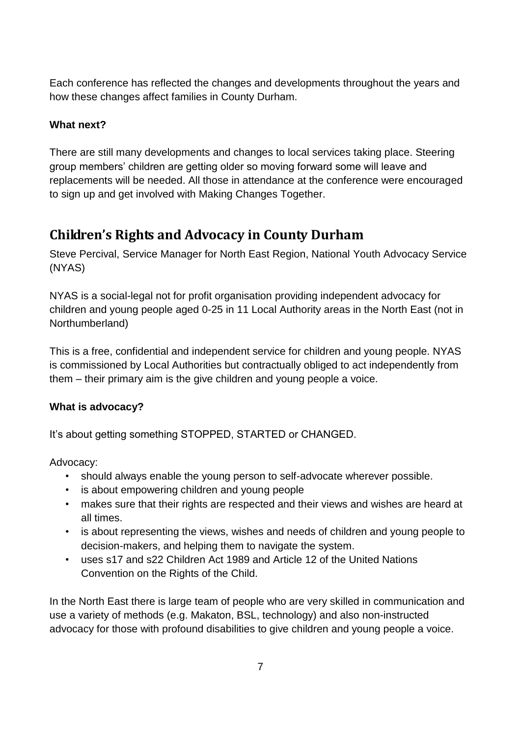Each conference has reflected the changes and developments throughout the years and how these changes affect families in County Durham.

**What next?**

There are still many developments and changes to local services taking place. Steering group members' children are getting older so moving forward some will leave and replacements will be needed. All those in attendance at the conference were encouraged to sign up and get involved with Making Changes Together.

## Children's Rights and Advocacy in County Durham

Steve Percival, Service Manager for North East Region, National Youth Advocacy Service (NYAS)

NYAS is a social-legal not for profit organisation providing independent advocacy for children and young people aged 0-25 in 11 Local Authority areas in the North East (not in Northumberland)

This is a free, confidential and independent service for children and young people. NYAS is commissioned by Local Authorities but contractually obliged to act independently from them – their primary aim is the give children and young people a voice.

**What is advocacy?**

It's about getting something STOPPED, STARTED or CHANGED.

Advocacy:

- should always enable the young person to self-advocate wherever possible.
- is about empowering children and young people
- makes sure that their rights are respected and their views and wishes are heard at all times.
- is about representing the views, wishes and needs of children and young people to decision-makers, and helping them to navigate the system.
- uses s17 and s22 Children Act 1989 and Article 12 of the United Nations Convention on the Rights of the Child.

In the North East there is large team of people who are very skilled in communication and use a variety of methods (e.g. Makaton, BSL, technology) and also non-instructed advocacy for those with profound disabilities to give children and young people a voice.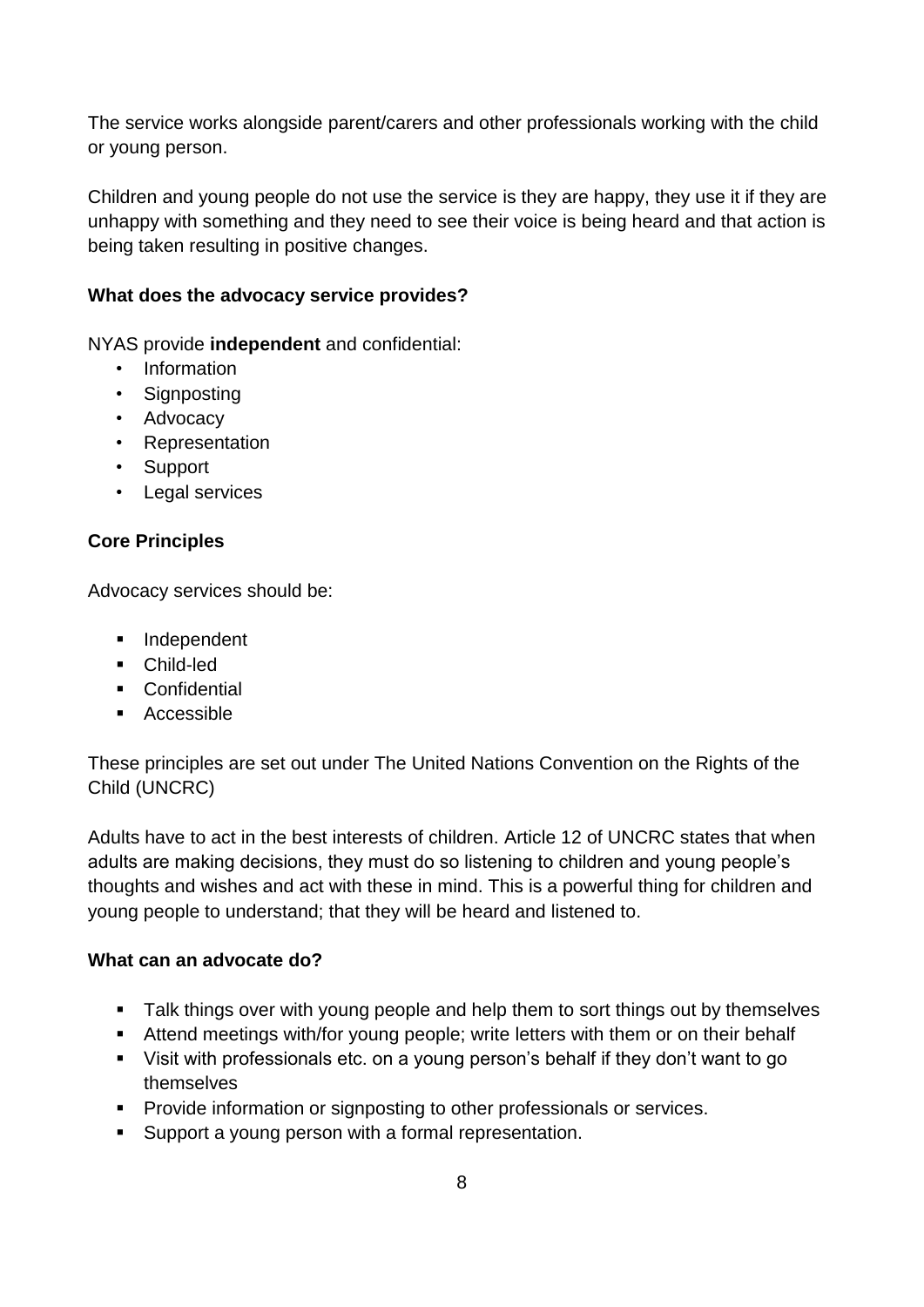The service works alongside parent/carers and other professionals working with the child or young person.

Children and young people do not use the service is they are happy, they use it if they are unhappy with something and they need to see their voice is being heard and that action is being taken resulting in positive changes.

**What does the advocacy service provides?**

NYAS provide **independent** and confidential:

- Information
- Signposting
- Advocacy
- Representation
- Support
- Legal services

**Core Principles**

Advocacy services should be:

- Independent
- Child-led
- Confidential
- Accessible

These principles are set out under The United Nations Convention on the Rights of the Child (UNCRC)

Adults have to act in the best interests of children. Article 12 of UNCRC states that when adults are making decisions, they must do so listening to children and young people's thoughts and wishes and act with these in mind. This is a powerful thing for children and young people to understand; that they will be heard and listened to.

**What can an advocate do?**

- Talk things over with young people and help them to sort things out by themselves
- Attend meetings with/for young people; write letters with them or on their behalf
- Visit with professionals etc. on a young person's behalf if they don't want to go themselves
- Provide information or signposting to other professionals or services.
- Support a young person with a formal representation.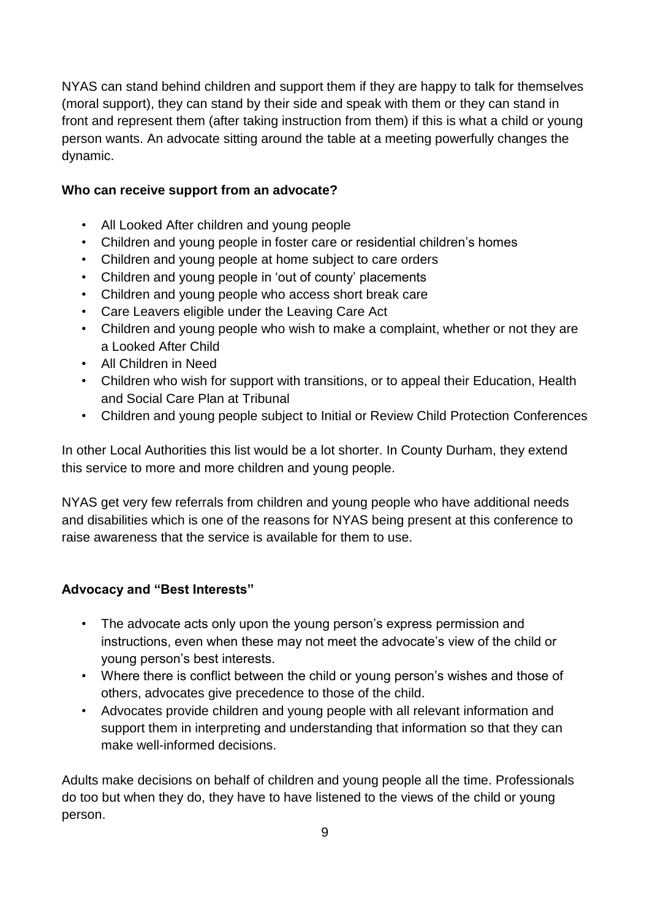NYAS can stand behind children and support them if they are happy to talk for themselves (moral support), they can stand by their side and speak with them or they can stand in front and represent them (after taking instruction from them) if this is what a child or young person wants. An advocate sitting around the table at a meeting powerfully changes the dynamic.

**Who can receive support from an advocate?**

- All Looked After children and young people
- Children and young people in foster care or residential children's homes
- Children and young people at home subject to care orders
- Children and young people in 'out of county' placements
- Children and young people who access short break care
- Care Leavers eligible under the Leaving Care Act
- Children and young people who wish to make a complaint, whether or not they are a Looked After Child
- All Children in Need
- Children who wish for support with transitions, or to appeal their Education, Health and Social Care Plan at Tribunal
- Children and young people subject to Initial or Review Child Protection Conferences

In other Local Authorities this list would be a lot shorter. In County Durham, they extend this service to more and more children and young people.

NYAS get very few referrals from children and young people who have additional needs and disabilities which is one of the reasons for NYAS being present at this conference to raise awareness that the service is available for them to use.

**Advocacy and "Best Interests"**

- The advocate acts only upon the young person's express permission and instructions, even when these may not meet the advocate's view of the child or young person's best interests.
- Where there is conflict between the child or young person's wishes and those of others, advocates give precedence to those of the child.
- Advocates provide children and young people with all relevant information and support them in interpreting and understanding that information so that they can make well-informed decisions.

Adults make decisions on behalf of children and young people all the time. Professionals do too but when they do, they have to have listened to the views of the child or young person.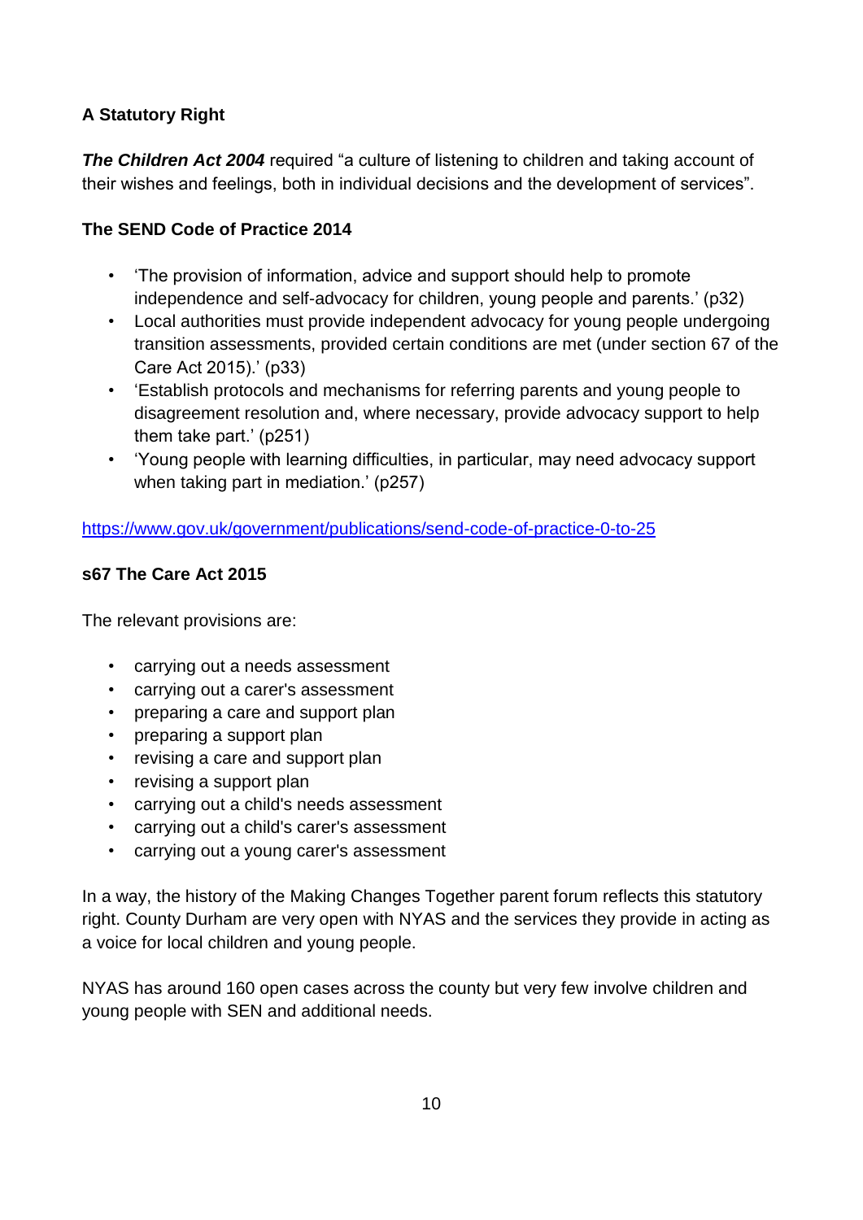## A Statutory Right

***The Children Act 2004*** required "a culture of listening to children and taking account of their wishes and feelings, both in individual decisions and the development of services".

### The SEND Code of Practice 2014

- 'The provision of information, advice and support should help to promote independence and self-advocacy for children, young people and parents.' (p32)
- Local authorities must provide independent advocacy for young people undergoing transition assessments, provided certain conditions are met (under section 67 of the Care Act 2015).' (p33)
- 'Establish protocols and mechanisms for referring parents and young people to disagreement resolution and, where necessary, provide advocacy support to help them take part.' (p251)
- 'Young people with learning difficulties, in particular, may need advocacy support when taking part in mediation.' (p257)

https://www.gov.uk/government/publications/send-code-of-practice-0-to-25

### s67 The Care Act 2015

The relevant provisions are:

- carrying out a needs assessment
- carrying out a carer's assessment
- preparing a care and support plan
- preparing a support plan
- revising a care and support plan
- revising a support plan
- carrying out a child's needs assessment
- carrying out a child's carer's assessment
- carrying out a young carer's assessment

In a way, the history of the Making Changes Together parent forum reflects this statutory right. County Durham are very open with NYAS and the services they provide in acting as a voice for local children and young people.

NYAS has around 160 open cases across the county but very few involve children and young people with SEN and additional needs.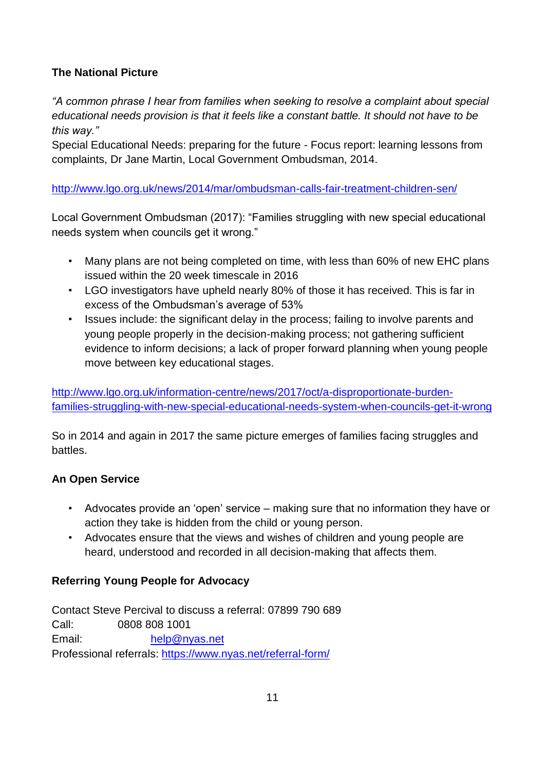**The National Picture**

*"A common phrase I hear from families when seeking to resolve a complaint about special educational needs provision is that it feels like a constant battle. It should not have to be this way."*

Special Educational Needs: preparing for the future - Focus report: learning lessons from complaints, Dr Jane Martin, Local Government Ombudsman, 2014.

http://www.lgo.org.uk/news/2014/mar/ombudsman-calls-fair-treatment-children-sen/

Local Government Ombudsman (2017): "Families struggling with new special educational needs system when councils get it wrong."

- Many plans are not being completed on time, with less than 60% of new EHC plans issued within the 20 week timescale in 2016
- LGO investigators have upheld nearly 80% of those it has received. This is far in excess of the Ombudsman's average of 53%
- Issues include: the significant delay in the process; failing to involve parents and young people properly in the decision-making process; not gathering sufficient evidence to inform decisions; a lack of proper forward planning when young people move between key educational stages.

http://www.lgo.org.uk/information-centre/news/2017/oct/a-disproportionate-burden-families-struggling-with-new-special-educational-needs-system-when-councils-get-it-wrong

So in 2014 and again in 2017 the same picture emerges of families facing struggles and battles.

**An Open Service**

- Advocates provide an 'open' service – making sure that no information they have or action they take is hidden from the child or young person.
- Advocates ensure that the views and wishes of children and young people are heard, understood and recorded in all decision-making that affects them.

**Referring Young People for Advocacy**

Contact Steve Percival to discuss a referral: 07899 790 689
Call: 0808 808 1001
Email: help@nyas.net
Professional referrals: https://www.nyas.net/referral-form/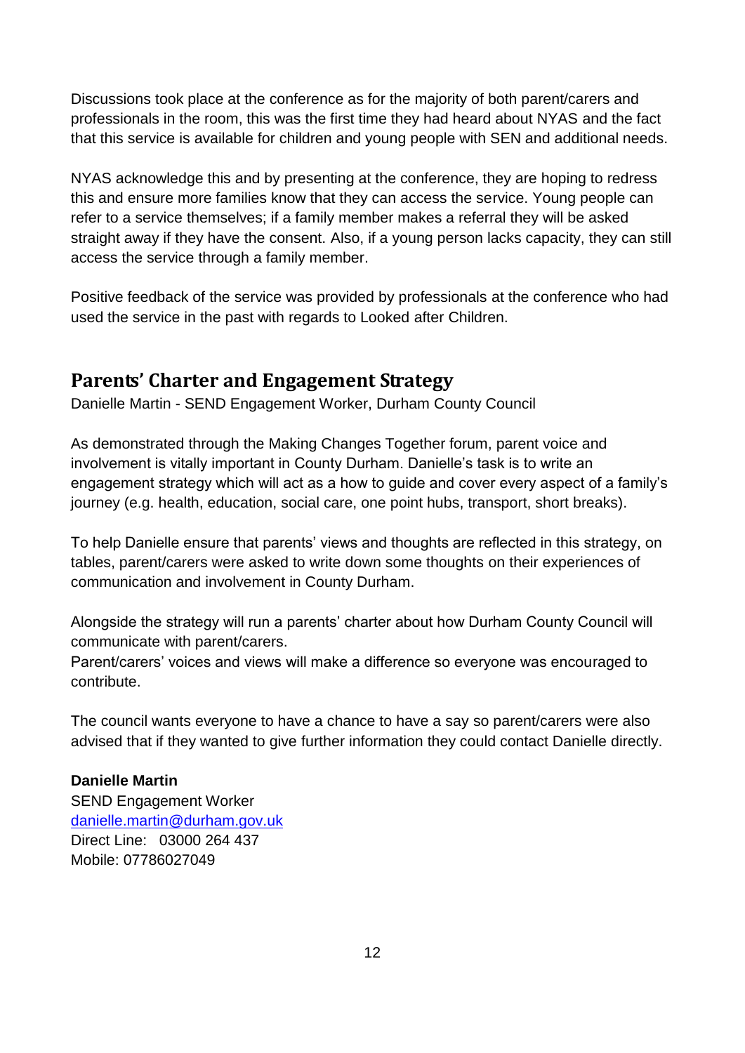Discussions took place at the conference as for the majority of both parent/carers and professionals in the room, this was the first time they had heard about NYAS and the fact that this service is available for children and young people with SEN and additional needs.

NYAS acknowledge this and by presenting at the conference, they are hoping to redress this and ensure more families know that they can access the service. Young people can refer to a service themselves; if a family member makes a referral they will be asked straight away if they have the consent. Also, if a young person lacks capacity, they can still access the service through a family member.

Positive feedback of the service was provided by professionals at the conference who had used the service in the past with regards to Looked after Children.

## Parents' Charter and Engagement Strategy

Danielle Martin - SEND Engagement Worker, Durham County Council

As demonstrated through the Making Changes Together forum, parent voice and involvement is vitally important in County Durham. Danielle's task is to write an engagement strategy which will act as a how to guide and cover every aspect of a family's journey (e.g. health, education, social care, one point hubs, transport, short breaks).

To help Danielle ensure that parents' views and thoughts are reflected in this strategy, on tables, parent/carers were asked to write down some thoughts on their experiences of communication and involvement in County Durham.

Alongside the strategy will run a parents' charter about how Durham County Council will communicate with parent/carers.
Parent/carers' voices and views will make a difference so everyone was encouraged to contribute.

The council wants everyone to have a chance to have a say so parent/carers were also advised that if they wanted to give further information they could contact Danielle directly.

**Danielle Martin**
SEND Engagement Worker
danielle.martin@durham.gov.uk
Direct Line: 03000 264 437
Mobile: 07786027049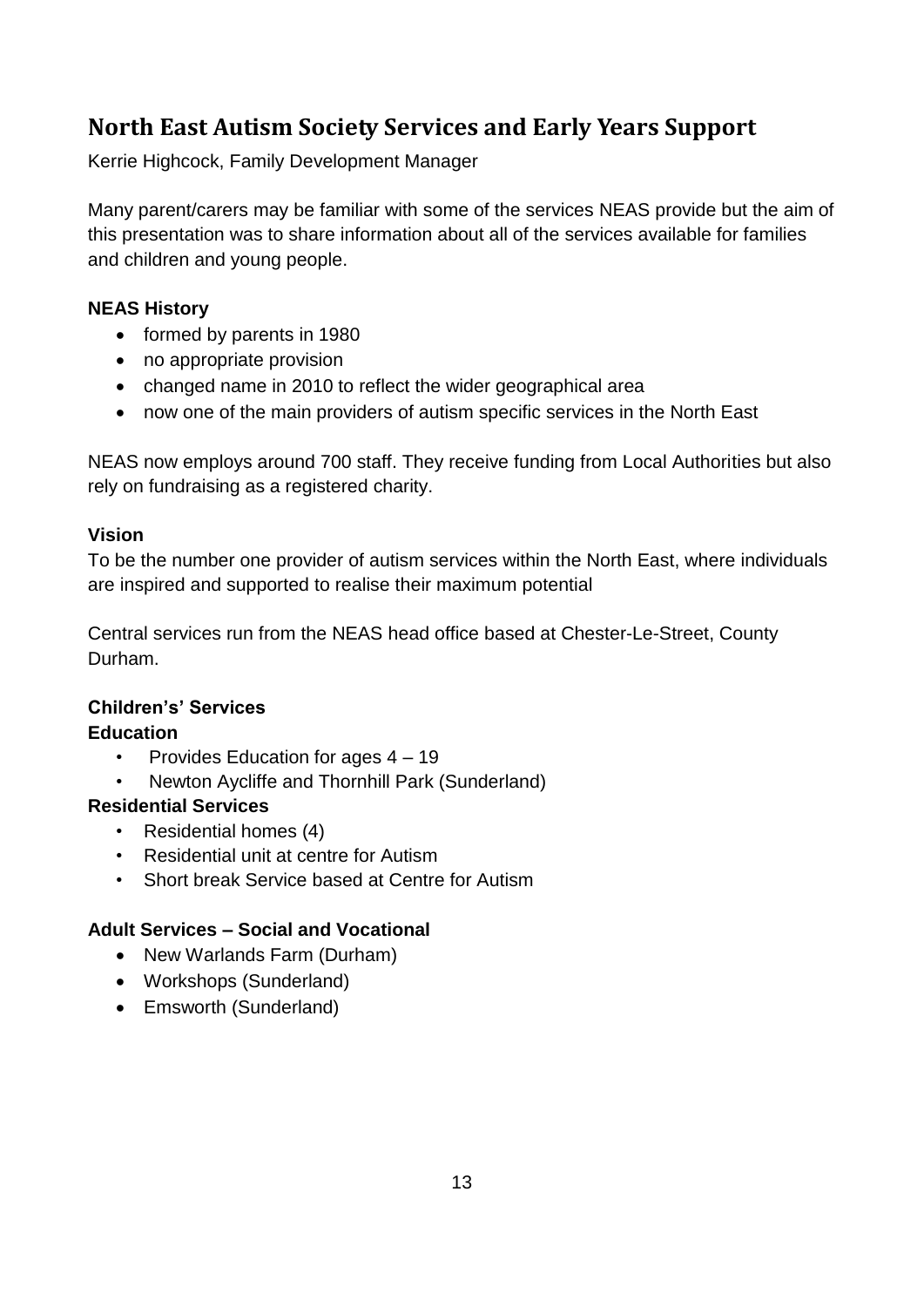## North East Autism Society Services and Early Years Support

Kerrie Highcock, Family Development Manager

Many parent/carers may be familiar with some of the services NEAS provide but the aim of this presentation was to share information about all of the services available for families and children and young people.

**NEAS History**

- formed by parents in 1980
- no appropriate provision
- changed name in 2010 to reflect the wider geographical area
- now one of the main providers of autism specific services in the North East

NEAS now employs around 700 staff. They receive funding from Local Authorities but also rely on fundraising as a registered charity.

**Vision**

To be the number one provider of autism services within the North East, where individuals are inspired and supported to realise their maximum potential

Central services run from the NEAS head office based at Chester-Le-Street, County Durham.

**Children's' Services**

**Education**

- Provides Education for ages 4 – 19
- Newton Aycliffe and Thornhill Park (Sunderland)

**Residential Services**

- Residential homes (4)
- Residential unit at centre for Autism
- Short break Service based at Centre for Autism

**Adult Services – Social and Vocational**

- New Warlands Farm (Durham)
- Workshops (Sunderland)
- Emsworth (Sunderland)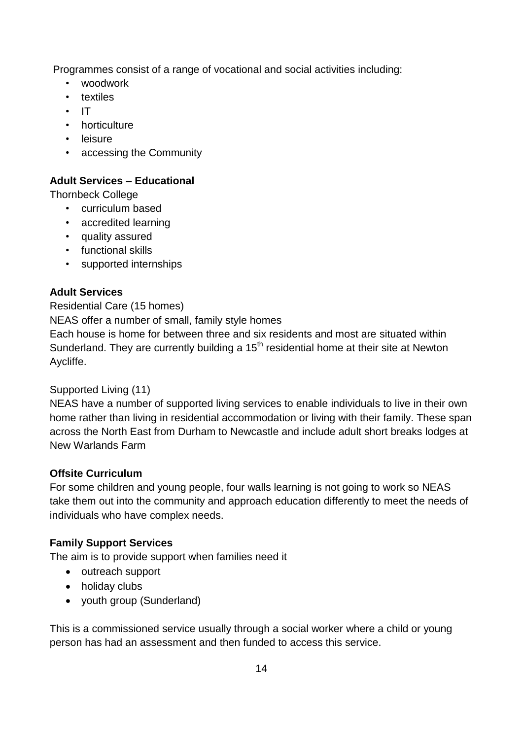Programmes consist of a range of vocational and social activities including:

- woodwork
- textiles
- IT
- horticulture
- leisure
- accessing the Community

**Adult Services – Educational**

Thornbeck College

- curriculum based
- accredited learning
- quality assured
- functional skills
- supported internships

**Adult Services**

Residential Care (15 homes)

NEAS offer a number of small, family style homes

Each house is home for between three and six residents and most are situated within Sunderland. They are currently building a 15th residential home at their site at Newton Aycliffe.

Supported Living (11)

NEAS have a number of supported living services to enable individuals to live in their own home rather than living in residential accommodation or living with their family. These span across the North East from Durham to Newcastle and include adult short breaks lodges at New Warlands Farm

**Offsite Curriculum**

For some children and young people, four walls learning is not going to work so NEAS take them out into the community and approach education differently to meet the needs of individuals who have complex needs.

**Family Support Services**

The aim is to provide support when families need it

- outreach support
- holiday clubs
- youth group (Sunderland)

This is a commissioned service usually through a social worker where a child or young person has had an assessment and then funded to access this service.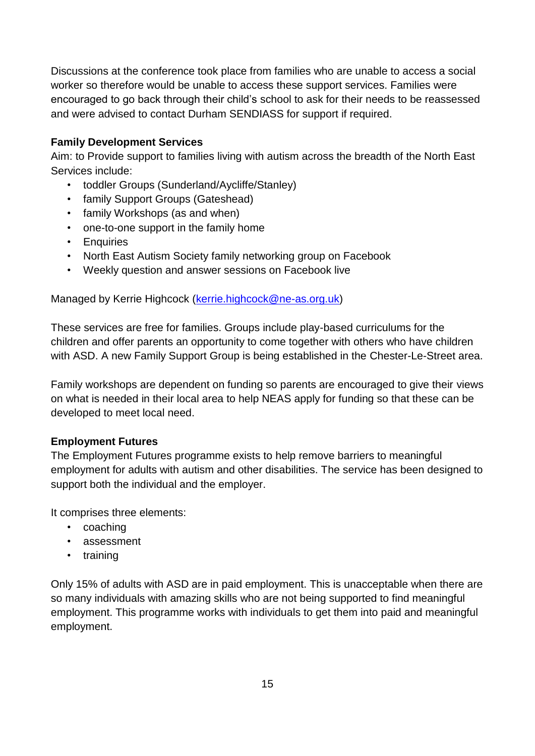Discussions at the conference took place from families who are unable to access a social worker so therefore would be unable to access these support services. Families were encouraged to go back through their child's school to ask for their needs to be reassessed and were advised to contact Durham SENDIASS for support if required.

**Family Development Services**

Aim: to Provide support to families living with autism across the breadth of the North East Services include:

- toddler Groups (Sunderland/Aycliffe/Stanley)
- family Support Groups (Gateshead)
- family Workshops (as and when)
- one-to-one support in the family home
- Enquiries
- North East Autism Society family networking group on Facebook
- Weekly question and answer sessions on Facebook live

Managed by Kerrie Highcock (kerrie.highcock@ne-as.org.uk)

These services are free for families. Groups include play-based curriculums for the children and offer parents an opportunity to come together with others who have children with ASD. A new Family Support Group is being established in the Chester-Le-Street area.

Family workshops are dependent on funding so parents are encouraged to give their views on what is needed in their local area to help NEAS apply for funding so that these can be developed to meet local need.

**Employment Futures**

The Employment Futures programme exists to help remove barriers to meaningful employment for adults with autism and other disabilities. The service has been designed to support both the individual and the employer.

It comprises three elements:

- coaching
- assessment
- training

Only 15% of adults with ASD are in paid employment. This is unacceptable when there are so many individuals with amazing skills who are not being supported to find meaningful employment. This programme works with individuals to get them into paid and meaningful employment.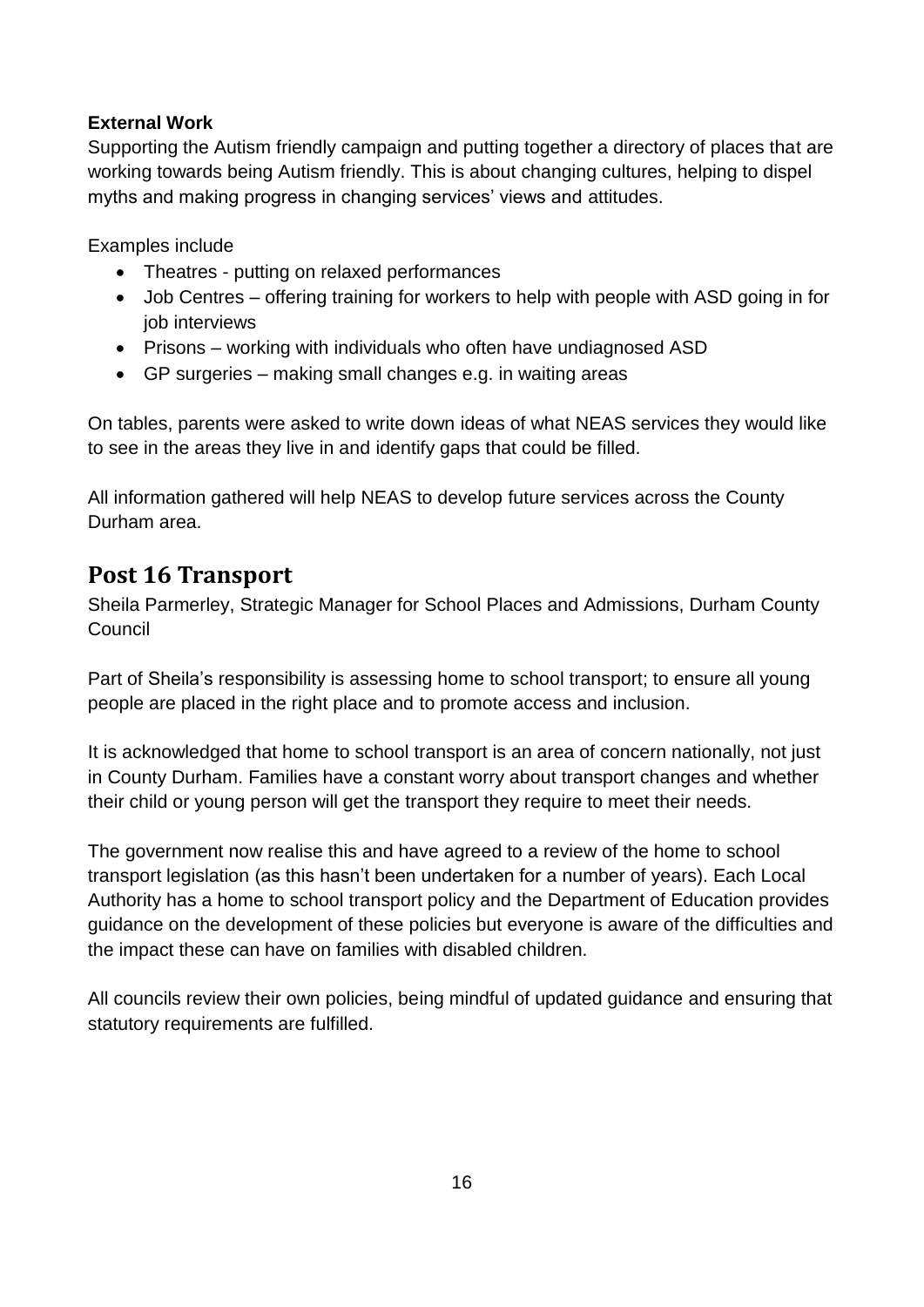**External Work**

Supporting the Autism friendly campaign and putting together a directory of places that are working towards being Autism friendly. This is about changing cultures, helping to dispel myths and making progress in changing services' views and attitudes.

Examples include

- Theatres - putting on relaxed performances
- Job Centres – offering training for workers to help with people with ASD going in for job interviews
- Prisons – working with individuals who often have undiagnosed ASD
- GP surgeries – making small changes e.g. in waiting areas

On tables, parents were asked to write down ideas of what NEAS services they would like to see in the areas they live in and identify gaps that could be filled.

All information gathered will help NEAS to develop future services across the County Durham area.

## Post 16 Transport

Sheila Parmerley, Strategic Manager for School Places and Admissions, Durham County Council

Part of Sheila's responsibility is assessing home to school transport; to ensure all young people are placed in the right place and to promote access and inclusion.

It is acknowledged that home to school transport is an area of concern nationally, not just in County Durham. Families have a constant worry about transport changes and whether their child or young person will get the transport they require to meet their needs.

The government now realise this and have agreed to a review of the home to school transport legislation (as this hasn't been undertaken for a number of years). Each Local Authority has a home to school transport policy and the Department of Education provides guidance on the development of these policies but everyone is aware of the difficulties and the impact these can have on families with disabled children.

All councils review their own policies, being mindful of updated guidance and ensuring that statutory requirements are fulfilled.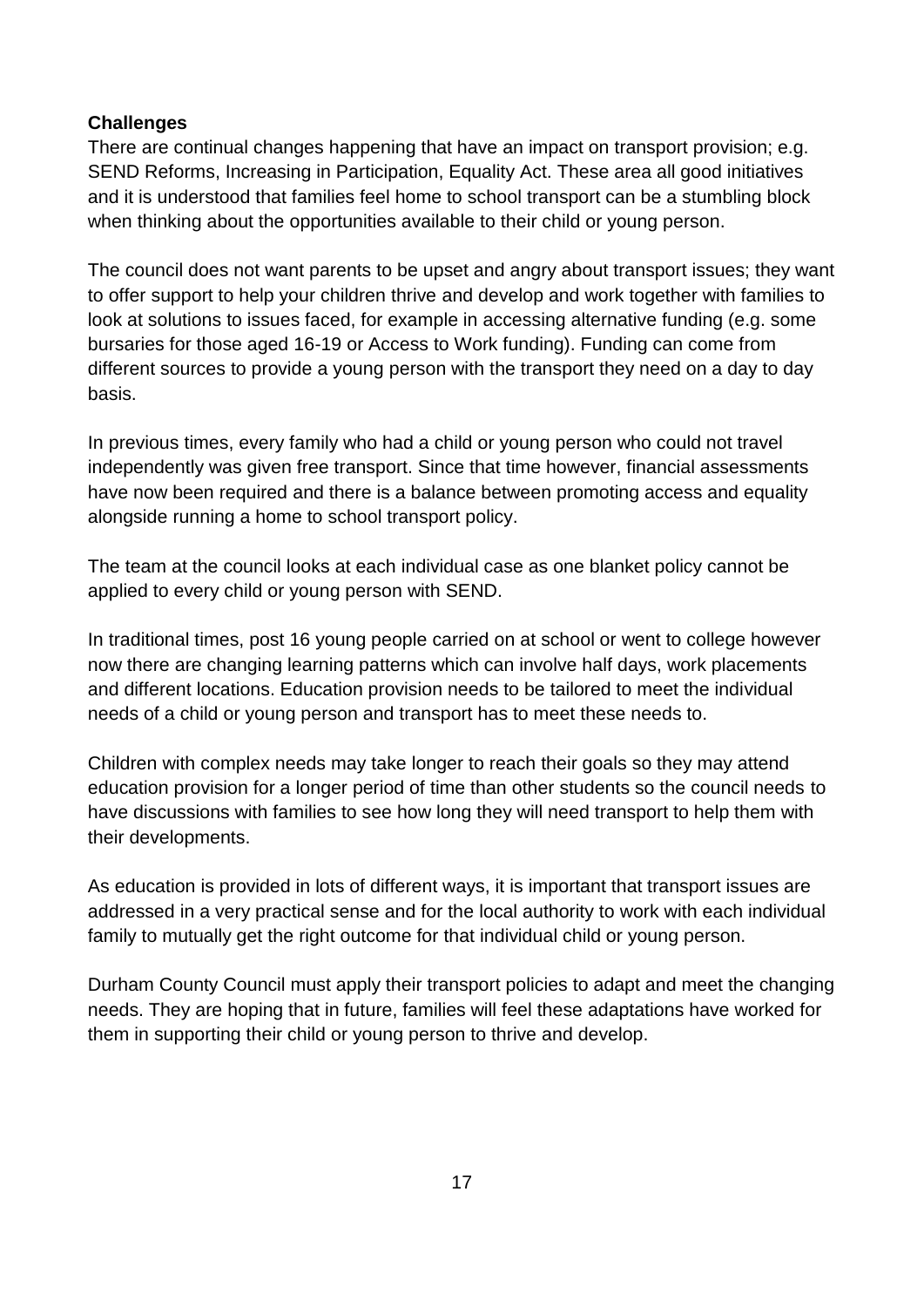**Challenges**

There are continual changes happening that have an impact on transport provision; e.g. SEND Reforms, Increasing in Participation, Equality Act. These area all good initiatives and it is understood that families feel home to school transport can be a stumbling block when thinking about the opportunities available to their child or young person.

The council does not want parents to be upset and angry about transport issues; they want to offer support to help your children thrive and develop and work together with families to look at solutions to issues faced, for example in accessing alternative funding (e.g. some bursaries for those aged 16-19 or Access to Work funding). Funding can come from different sources to provide a young person with the transport they need on a day to day basis.

In previous times, every family who had a child or young person who could not travel independently was given free transport. Since that time however, financial assessments have now been required and there is a balance between promoting access and equality alongside running a home to school transport policy.

The team at the council looks at each individual case as one blanket policy cannot be applied to every child or young person with SEND.

In traditional times, post 16 young people carried on at school or went to college however now there are changing learning patterns which can involve half days, work placements and different locations. Education provision needs to be tailored to meet the individual needs of a child or young person and transport has to meet these needs to.

Children with complex needs may take longer to reach their goals so they may attend education provision for a longer period of time than other students so the council needs to have discussions with families to see how long they will need transport to help them with their developments.

As education is provided in lots of different ways, it is important that transport issues are addressed in a very practical sense and for the local authority to work with each individual family to mutually get the right outcome for that individual child or young person.

Durham County Council must apply their transport policies to adapt and meet the changing needs. They are hoping that in future, families will feel these adaptations have worked for them in supporting their child or young person to thrive and develop.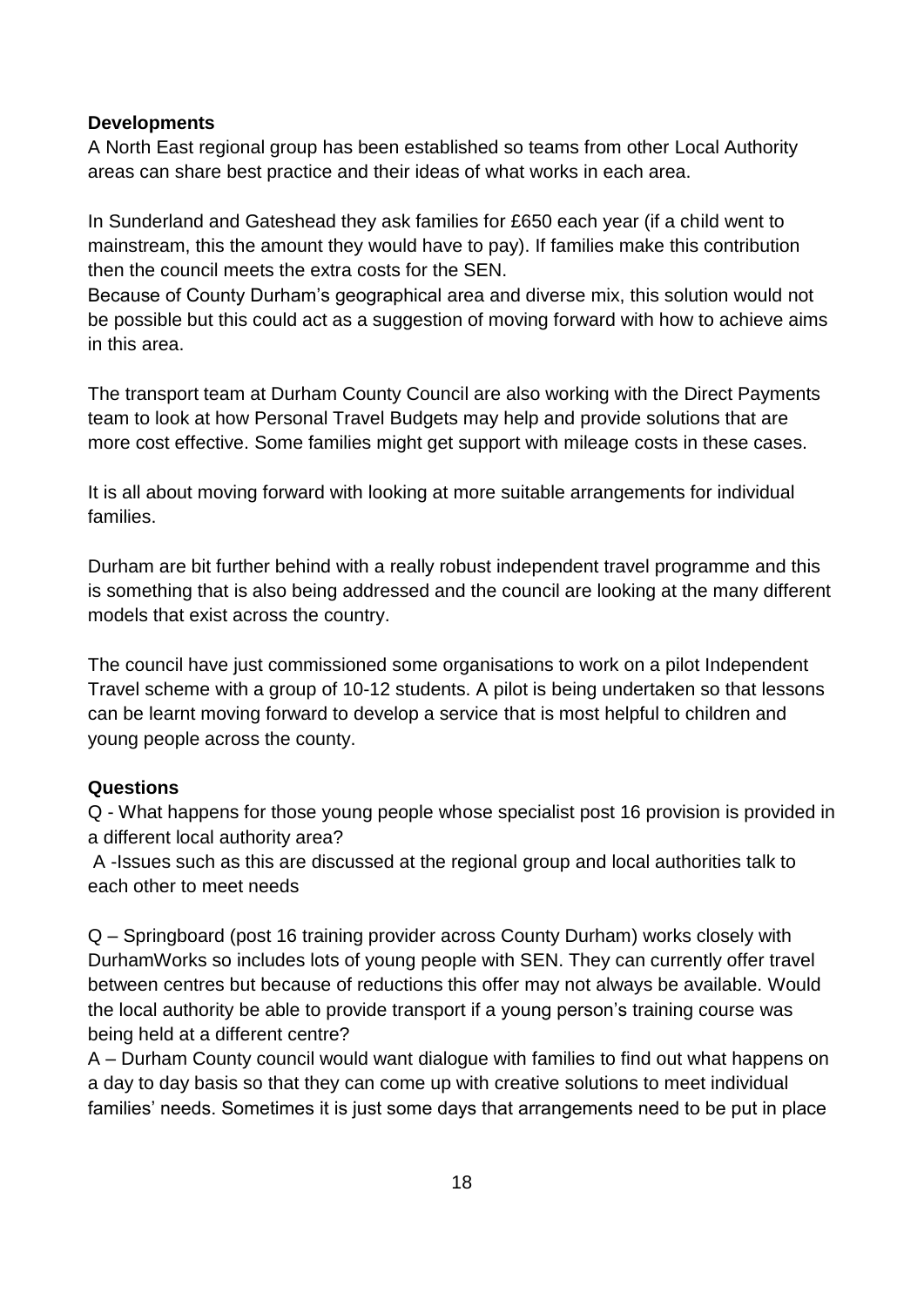**Developments**

A North East regional group has been established so teams from other Local Authority areas can share best practice and their ideas of what works in each area.

In Sunderland and Gateshead they ask families for £650 each year (if a child went to mainstream, this the amount they would have to pay). If families make this contribution then the council meets the extra costs for the SEN.

Because of County Durham's geographical area and diverse mix, this solution would not be possible but this could act as a suggestion of moving forward with how to achieve aims in this area.

The transport team at Durham County Council are also working with the Direct Payments team to look at how Personal Travel Budgets may help and provide solutions that are more cost effective. Some families might get support with mileage costs in these cases.

It is all about moving forward with looking at more suitable arrangements for individual families.

Durham are bit further behind with a really robust independent travel programme and this is something that is also being addressed and the council are looking at the many different models that exist across the country.

The council have just commissioned some organisations to work on a pilot Independent Travel scheme with a group of 10-12 students. A pilot is being undertaken so that lessons can be learnt moving forward to develop a service that is most helpful to children and young people across the county.

**Questions**

Q - What happens for those young people whose specialist post 16 provision is provided in a different local authority area?

A -Issues such as this are discussed at the regional group and local authorities talk to each other to meet needs

Q – Springboard (post 16 training provider across County Durham) works closely with DurhamWorks so includes lots of young people with SEN. They can currently offer travel between centres but because of reductions this offer may not always be available. Would the local authority be able to provide transport if a young person's training course was being held at a different centre?

A – Durham County council would want dialogue with families to find out what happens on a day to day basis so that they can come up with creative solutions to meet individual families' needs. Sometimes it is just some days that arrangements need to be put in place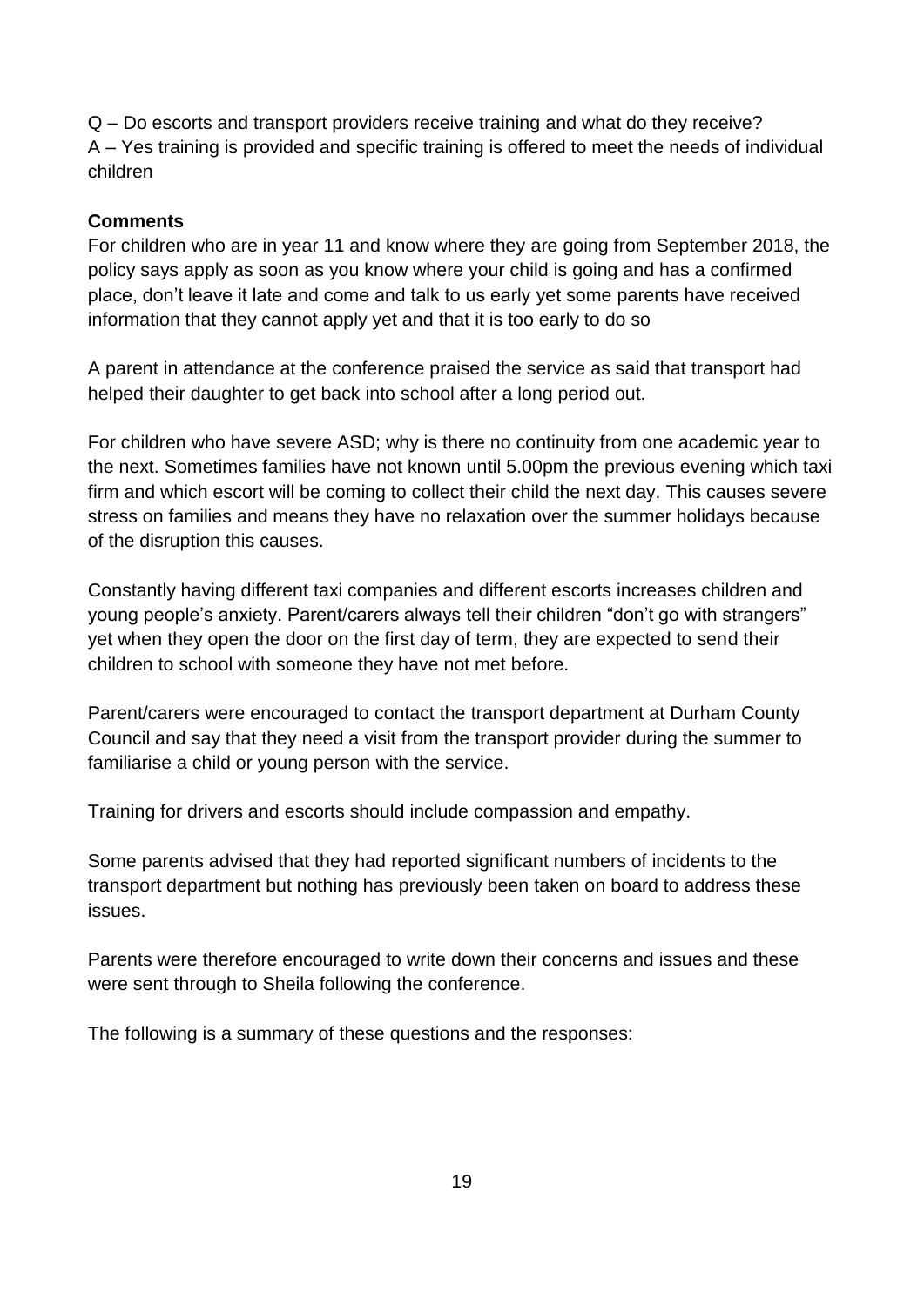Q – Do escorts and transport providers receive training and what do they receive?
A – Yes training is provided and specific training is offered to meet the needs of individual children

**Comments**

For children who are in year 11 and know where they are going from September 2018, the policy says apply as soon as you know where your child is going and has a confirmed place, don't leave it late and come and talk to us early yet some parents have received information that they cannot apply yet and that it is too early to do so

A parent in attendance at the conference praised the service as said that transport had helped their daughter to get back into school after a long period out.

For children who have severe ASD; why is there no continuity from one academic year to the next. Sometimes families have not known until 5.00pm the previous evening which taxi firm and which escort will be coming to collect their child the next day. This causes severe stress on families and means they have no relaxation over the summer holidays because of the disruption this causes.

Constantly having different taxi companies and different escorts increases children and young people's anxiety. Parent/carers always tell their children "don't go with strangers" yet when they open the door on the first day of term, they are expected to send their children to school with someone they have not met before.

Parent/carers were encouraged to contact the transport department at Durham County Council and say that they need a visit from the transport provider during the summer to familiarise a child or young person with the service.

Training for drivers and escorts should include compassion and empathy.

Some parents advised that they had reported significant numbers of incidents to the transport department but nothing has previously been taken on board to address these issues.

Parents were therefore encouraged to write down their concerns and issues and these were sent through to Sheila following the conference.

The following is a summary of these questions and the responses: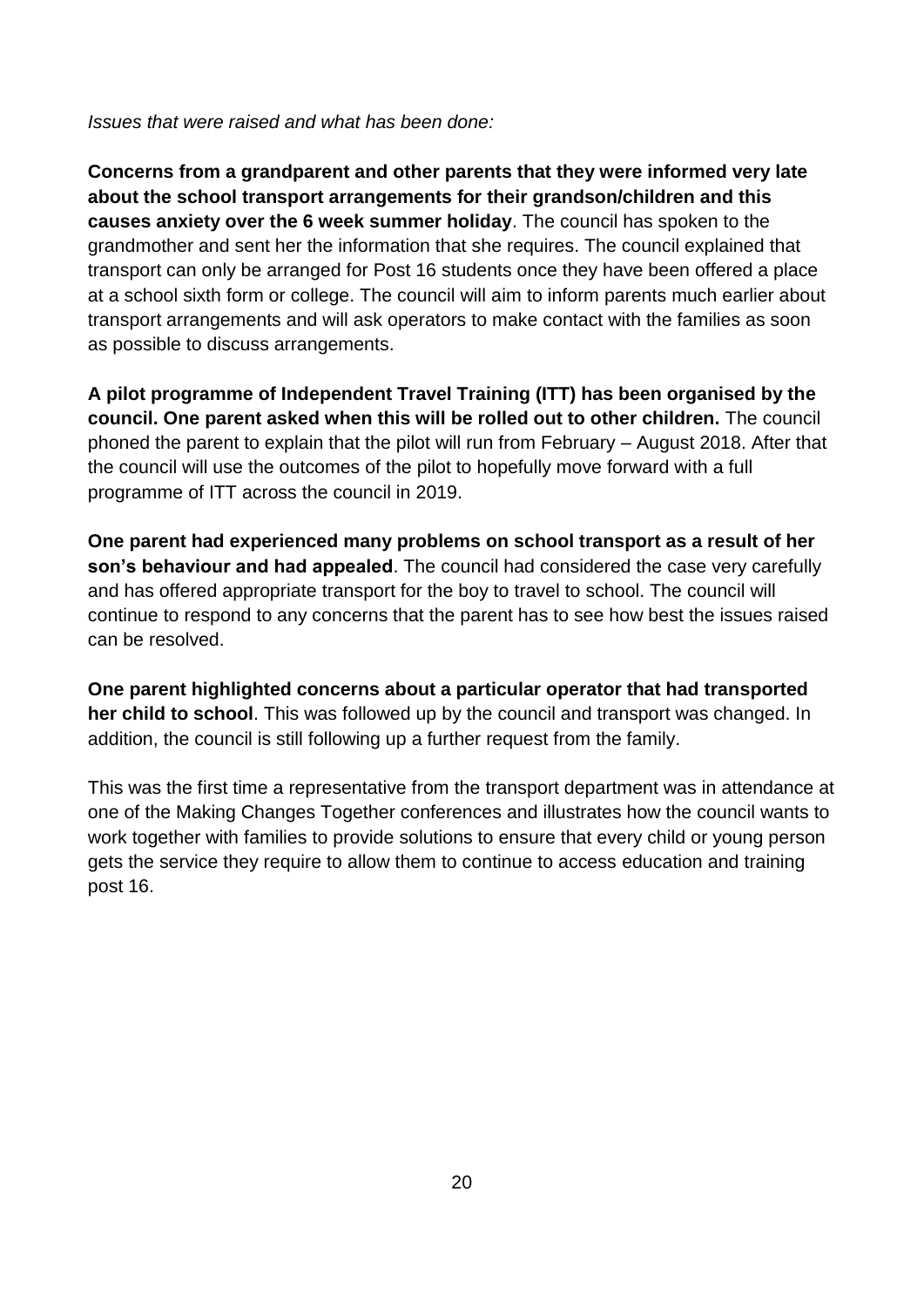*Issues that were raised and what has been done:*

**Concerns from a grandparent and other parents that they were informed very late about the school transport arrangements for their grandson/children and this causes anxiety over the 6 week summer holiday**. The council has spoken to the grandmother and sent her the information that she requires. The council explained that transport can only be arranged for Post 16 students once they have been offered a place at a school sixth form or college. The council will aim to inform parents much earlier about transport arrangements and will ask operators to make contact with the families as soon as possible to discuss arrangements.

**A pilot programme of Independent Travel Training (ITT) has been organised by the council. One parent asked when this will be rolled out to other children.** The council phoned the parent to explain that the pilot will run from February – August 2018. After that the council will use the outcomes of the pilot to hopefully move forward with a full programme of ITT across the council in 2019.

**One parent had experienced many problems on school transport as a result of her son's behaviour and had appealed**. The council had considered the case very carefully and has offered appropriate transport for the boy to travel to school. The council will continue to respond to any concerns that the parent has to see how best the issues raised can be resolved.

**One parent highlighted concerns about a particular operator that had transported her child to school**. This was followed up by the council and transport was changed. In addition, the council is still following up a further request from the family.

This was the first time a representative from the transport department was in attendance at one of the Making Changes Together conferences and illustrates how the council wants to work together with families to provide solutions to ensure that every child or young person gets the service they require to allow them to continue to access education and training post 16.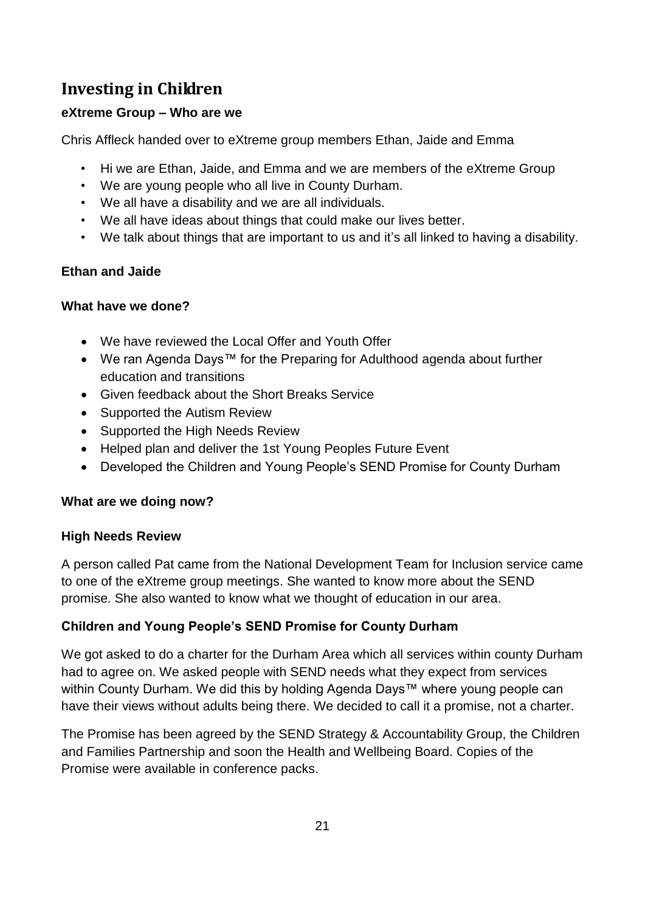## Investing in Children

**eXtreme Group – Who are we**

Chris Affleck handed over to eXtreme group members Ethan, Jaide and Emma

- Hi we are Ethan, Jaide, and Emma and we are members of the eXtreme Group
- We are young people who all live in County Durham.
- We all have a disability and we are all individuals.
- We all have ideas about things that could make our lives better.
- We talk about things that are important to us and it's all linked to having a disability.

**Ethan and Jaide**

**What have we done?**

- We have reviewed the Local Offer and Youth Offer
- We ran Agenda Days™ for the Preparing for Adulthood agenda about further education and transitions
- Given feedback about the Short Breaks Service
- Supported the Autism Review
- Supported the High Needs Review
- Helped plan and deliver the 1st Young Peoples Future Event
- Developed the Children and Young People's SEND Promise for County Durham

**What are we doing now?**

**High Needs Review**

A person called Pat came from the National Development Team for Inclusion service came to one of the eXtreme group meetings. She wanted to know more about the SEND promise. She also wanted to know what we thought of education in our area.

**Children and Young People's SEND Promise for County Durham**

We got asked to do a charter for the Durham Area which all services within county Durham had to agree on. We asked people with SEND needs what they expect from services within County Durham. We did this by holding Agenda Days™ where young people can have their views without adults being there. We decided to call it a promise, not a charter.

The Promise has been agreed by the SEND Strategy & Accountability Group, the Children and Families Partnership and soon the Health and Wellbeing Board. Copies of the Promise were available in conference packs.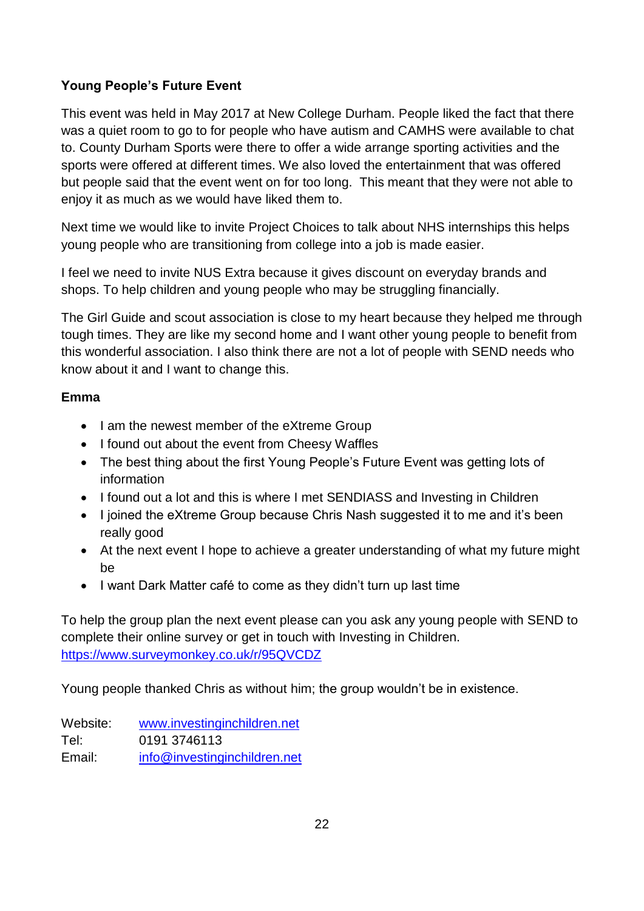**Young People's Future Event**

This event was held in May 2017 at New College Durham. People liked the fact that there was a quiet room to go to for people who have autism and CAMHS were available to chat to. County Durham Sports were there to offer a wide arrange sporting activities and the sports were offered at different times. We also loved the entertainment that was offered but people said that the event went on for too long. This meant that they were not able to enjoy it as much as we would have liked them to.

Next time we would like to invite Project Choices to talk about NHS internships this helps young people who are transitioning from college into a job is made easier.

I feel we need to invite NUS Extra because it gives discount on everyday brands and shops. To help children and young people who may be struggling financially.

The Girl Guide and scout association is close to my heart because they helped me through tough times. They are like my second home and I want other young people to benefit from this wonderful association. I also think there are not a lot of people with SEND needs who know about it and I want to change this.

**Emma**

- I am the newest member of the eXtreme Group
- I found out about the event from Cheesy Waffles
- The best thing about the first Young People's Future Event was getting lots of information
- I found out a lot and this is where I met SENDIASS and Investing in Children
- I joined the eXtreme Group because Chris Nash suggested it to me and it's been really good
- At the next event I hope to achieve a greater understanding of what my future might be
- I want Dark Matter café to come as they didn't turn up last time

To help the group plan the next event please can you ask any young people with SEND to complete their online survey or get in touch with Investing in Children.
https://www.surveymonkey.co.uk/r/95QVCDZ

Young people thanked Chris as without him; the group wouldn't be in existence.

Website: www.investinginchildren.net
Tel: 0191 3746113
Email: info@investinginchildren.net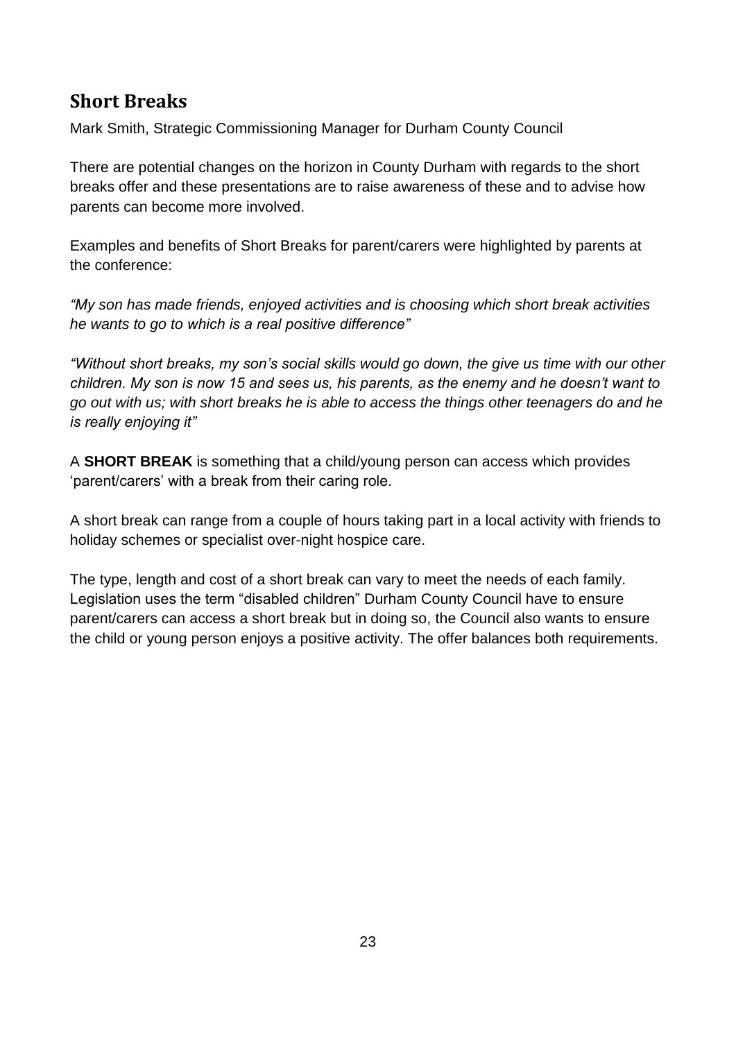## Short Breaks

Mark Smith, Strategic Commissioning Manager for Durham County Council

There are potential changes on the horizon in County Durham with regards to the short breaks offer and these presentations are to raise awareness of these and to advise how parents can become more involved.

Examples and benefits of Short Breaks for parent/carers were highlighted by parents at the conference:

*"My son has made friends, enjoyed activities and is choosing which short break activities he wants to go to which is a real positive difference"*

*"Without short breaks, my son's social skills would go down, the give us time with our other children. My son is now 15 and sees us, his parents, as the enemy and he doesn't want to go out with us; with short breaks he is able to access the things other teenagers do and he is really enjoying it"*

A **SHORT BREAK** is something that a child/young person can access which provides 'parent/carers' with a break from their caring role.

A short break can range from a couple of hours taking part in a local activity with friends to holiday schemes or specialist over-night hospice care.

The type, length and cost of a short break can vary to meet the needs of each family. Legislation uses the term "disabled children" Durham County Council have to ensure parent/carers can access a short break but in doing so, the Council also wants to ensure the child or young person enjoys a positive activity. The offer balances both requirements.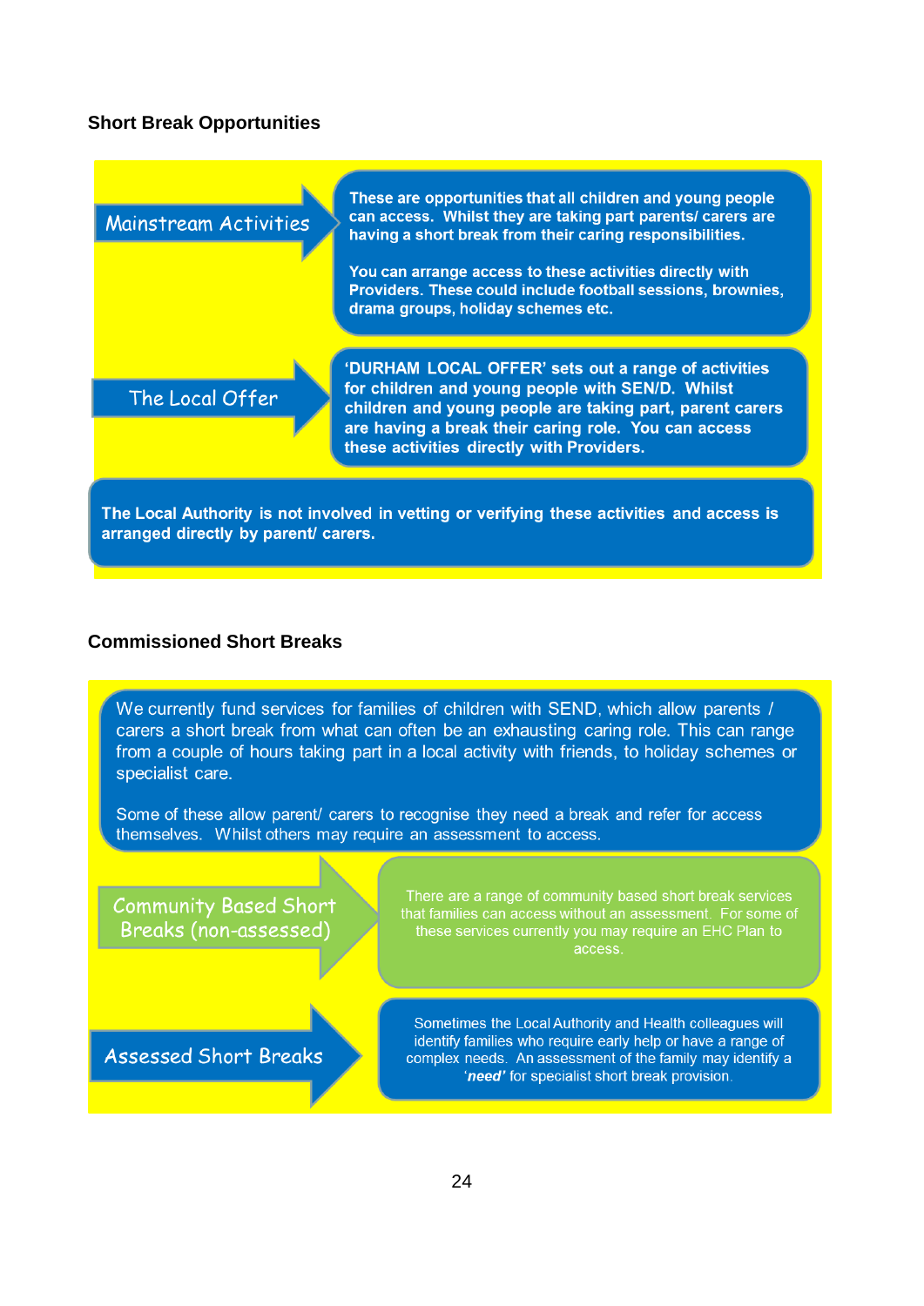### Short Break Opportunities

**Mainstream Activities**

**These are opportunities that all children and young people can access. Whilst they are taking part parents/ carers are having a short break from their caring responsibilities.**

**You can arrange access to these activities directly with Providers. These could include football sessions, brownies, drama groups, holiday schemes etc.**

**The Local Offer**

**'DURHAM LOCAL OFFER' sets out a range of activities for children and young people with SEN/D. Whilst children and young people are taking part, parent carers are having a break their caring role. You can access these activities directly with Providers.**

**The Local Authority is not involved in vetting or verifying these activities and access is arranged directly by parent/ carers.**

### Commissioned Short Breaks

We currently fund services for families of children with SEND, which allow parents / carers a short break from what can often be an exhausting caring role. This can range from a couple of hours taking part in a local activity with friends, to holiday schemes or specialist care.

Some of these allow parent/ carers to recognise they need a break and refer for access themselves. Whilst others may require an assessment to access.

**Community Based Short Breaks (non-assessed)**

There are a range of community based short break services that families can access without an assessment. For some of these services currently you may require an EHC Plan to access.

**Assessed Short Breaks**

Sometimes the Local Authority and Health colleagues will identify families who require early help or have a range of complex needs. An assessment of the family may identify a ***'need'*** for specialist short break provision.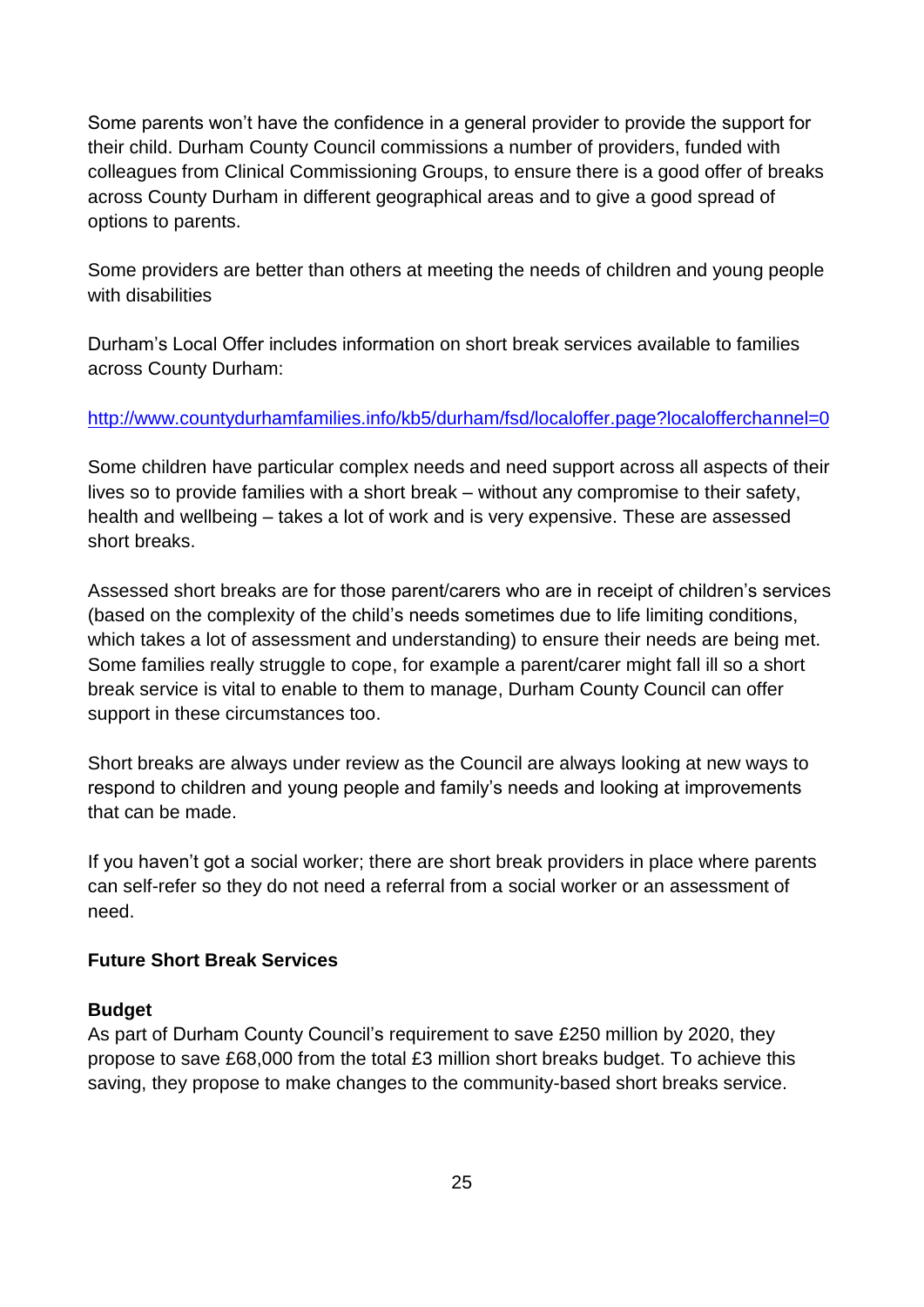Some parents won't have the confidence in a general provider to provide the support for their child. Durham County Council commissions a number of providers, funded with colleagues from Clinical Commissioning Groups, to ensure there is a good offer of breaks across County Durham in different geographical areas and to give a good spread of options to parents.

Some providers are better than others at meeting the needs of children and young people with disabilities

Durham's Local Offer includes information on short break services available to families across County Durham:

http://www.countydurhamfamilies.info/kb5/durham/fsd/localoffer.page?localofferchannel=0

Some children have particular complex needs and need support across all aspects of their lives so to provide families with a short break – without any compromise to their safety, health and wellbeing – takes a lot of work and is very expensive. These are assessed short breaks.

Assessed short breaks are for those parent/carers who are in receipt of children's services (based on the complexity of the child's needs sometimes due to life limiting conditions, which takes a lot of assessment and understanding) to ensure their needs are being met. Some families really struggle to cope, for example a parent/carer might fall ill so a short break service is vital to enable to them to manage, Durham County Council can offer support in these circumstances too.

Short breaks are always under review as the Council are always looking at new ways to respond to children and young people and family's needs and looking at improvements that can be made.

If you haven't got a social worker; there are short break providers in place where parents can self-refer so they do not need a referral from a social worker or an assessment of need.

**Future Short Break Services**

**Budget**

As part of Durham County Council's requirement to save £250 million by 2020, they propose to save £68,000 from the total £3 million short breaks budget. To achieve this saving, they propose to make changes to the community-based short breaks service.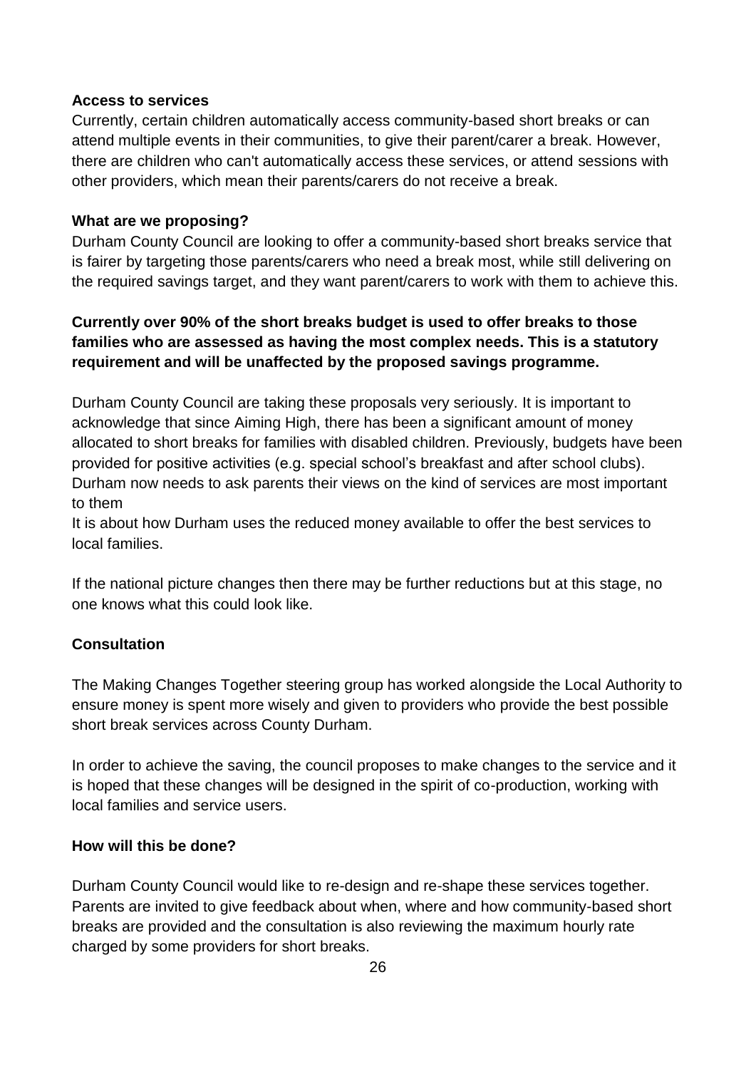**Access to services**

Currently, certain children automatically access community-based short breaks or can attend multiple events in their communities, to give their parent/carer a break. However, there are children who can't automatically access these services, or attend sessions with other providers, which mean their parents/carers do not receive a break.

**What are we proposing?**

Durham County Council are looking to offer a community-based short breaks service that is fairer by targeting those parents/carers who need a break most, while still delivering on the required savings target, and they want parent/carers to work with them to achieve this.

**Currently over 90% of the short breaks budget is used to offer breaks to those families who are assessed as having the most complex needs. This is a statutory requirement and will be unaffected by the proposed savings programme.**

Durham County Council are taking these proposals very seriously. It is important to acknowledge that since Aiming High, there has been a significant amount of money allocated to short breaks for families with disabled children. Previously, budgets have been provided for positive activities (e.g. special school's breakfast and after school clubs). Durham now needs to ask parents their views on the kind of services are most important to them

It is about how Durham uses the reduced money available to offer the best services to local families.

If the national picture changes then there may be further reductions but at this stage, no one knows what this could look like.

**Consultation**

The Making Changes Together steering group has worked alongside the Local Authority to ensure money is spent more wisely and given to providers who provide the best possible short break services across County Durham.

In order to achieve the saving, the council proposes to make changes to the service and it is hoped that these changes will be designed in the spirit of co-production, working with local families and service users.

**How will this be done?**

Durham County Council would like to re-design and re-shape these services together. Parents are invited to give feedback about when, where and how community-based short breaks are provided and the consultation is also reviewing the maximum hourly rate charged by some providers for short breaks.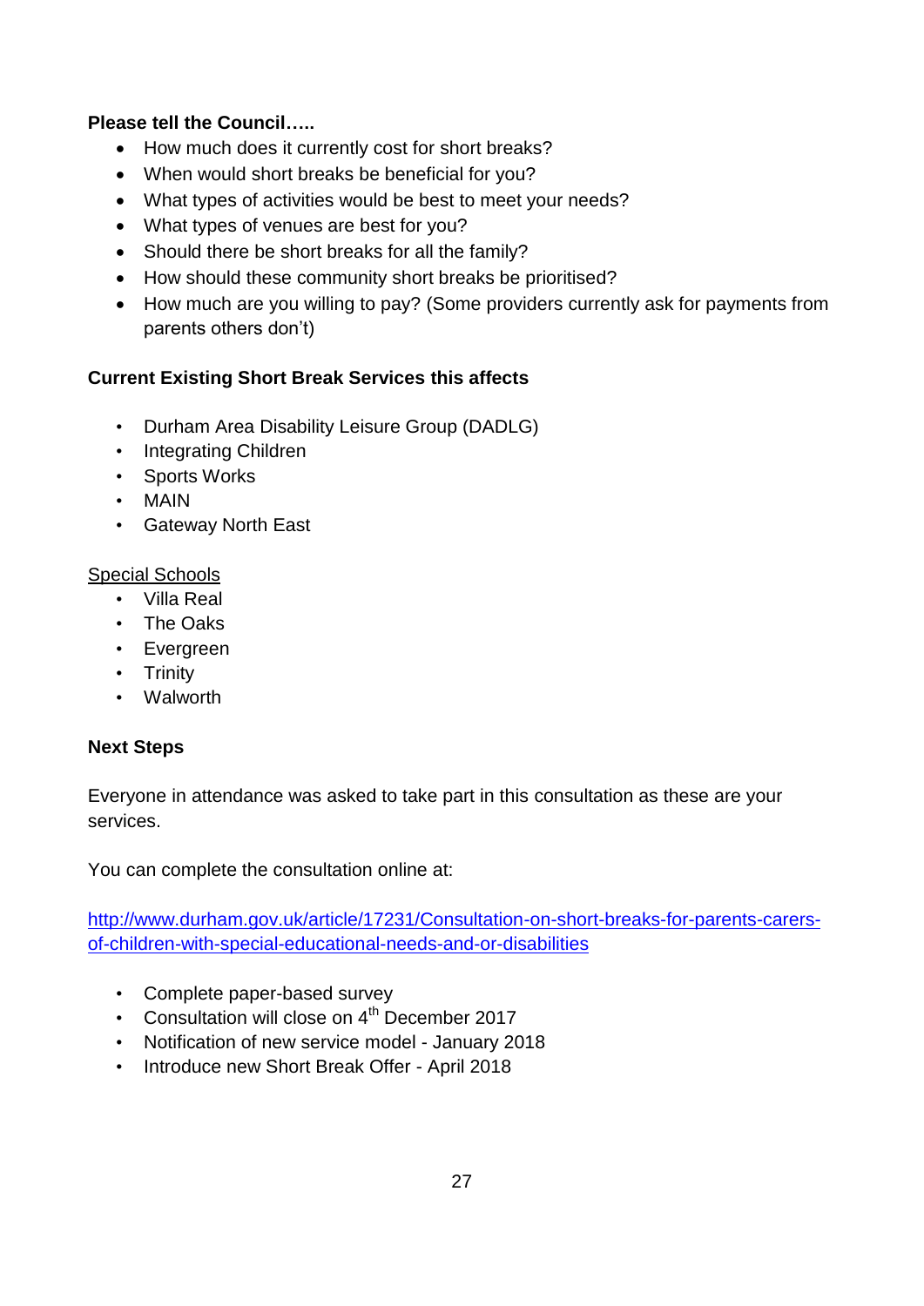**Please tell the Council…..**

- How much does it currently cost for short breaks?
- When would short breaks be beneficial for you?
- What types of activities would be best to meet your needs?
- What types of venues are best for you?
- Should there be short breaks for all the family?
- How should these community short breaks be prioritised?
- How much are you willing to pay? (Some providers currently ask for payments from parents others don't)

**Current Existing Short Break Services this affects**

- Durham Area Disability Leisure Group (DADLG)
- Integrating Children
- Sports Works
- MAIN
- Gateway North East

Special Schools

- Villa Real
- The Oaks
- Evergreen
- Trinity
- Walworth

**Next Steps**

Everyone in attendance was asked to take part in this consultation as these are your services.

You can complete the consultation online at:

http://www.durham.gov.uk/article/17231/Consultation-on-short-breaks-for-parents-carers-of-children-with-special-educational-needs-and-or-disabilities

- Complete paper-based survey
- Consultation will close on 4th December 2017
- Notification of new service model - January 2018
- Introduce new Short Break Offer - April 2018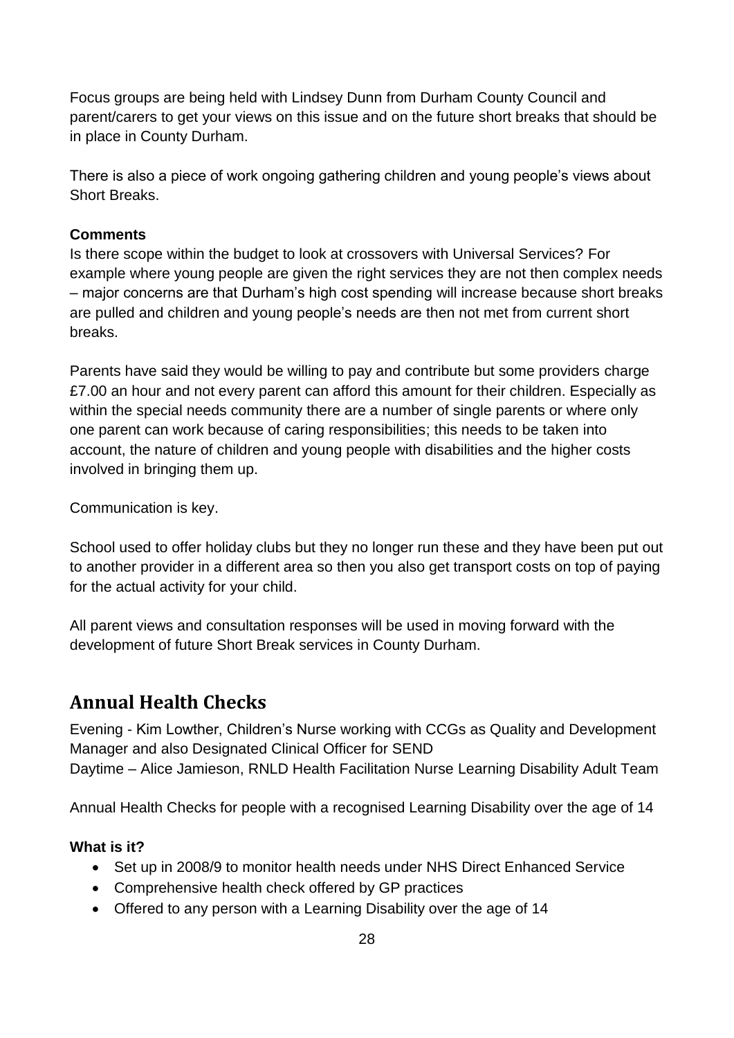Focus groups are being held with Lindsey Dunn from Durham County Council and parent/carers to get your views on this issue and on the future short breaks that should be in place in County Durham.

There is also a piece of work ongoing gathering children and young people's views about Short Breaks.

**Comments**

Is there scope within the budget to look at crossovers with Universal Services? For example where young people are given the right services they are not then complex needs – major concerns are that Durham's high cost spending will increase because short breaks are pulled and children and young people's needs are then not met from current short breaks.

Parents have said they would be willing to pay and contribute but some providers charge £7.00 an hour and not every parent can afford this amount for their children. Especially as within the special needs community there are a number of single parents or where only one parent can work because of caring responsibilities; this needs to be taken into account, the nature of children and young people with disabilities and the higher costs involved in bringing them up.

Communication is key.

School used to offer holiday clubs but they no longer run these and they have been put out to another provider in a different area so then you also get transport costs on top of paying for the actual activity for your child.

All parent views and consultation responses will be used in moving forward with the development of future Short Break services in County Durham.

## Annual Health Checks

Evening - Kim Lowther, Children's Nurse working with CCGs as Quality and Development Manager and also Designated Clinical Officer for SEND
Daytime – Alice Jamieson, RNLD Health Facilitation Nurse Learning Disability Adult Team

Annual Health Checks for people with a recognised Learning Disability over the age of 14

**What is it?**

- Set up in 2008/9 to monitor health needs under NHS Direct Enhanced Service
- Comprehensive health check offered by GP practices
- Offered to any person with a Learning Disability over the age of 14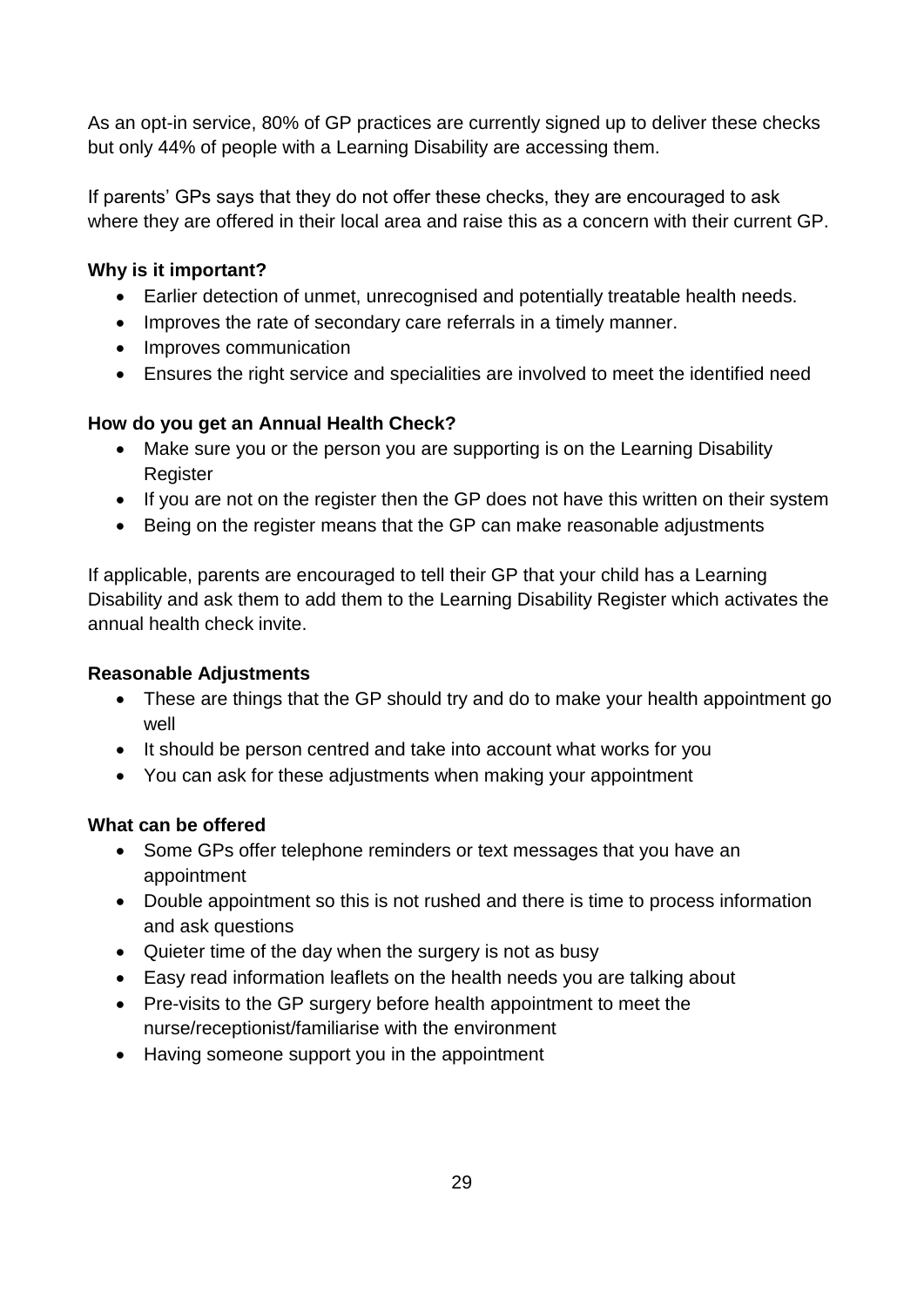As an opt-in service, 80% of GP practices are currently signed up to deliver these checks but only 44% of people with a Learning Disability are accessing them.

If parents' GPs says that they do not offer these checks, they are encouraged to ask where they are offered in their local area and raise this as a concern with their current GP.

**Why is it important?**

- Earlier detection of unmet, unrecognised and potentially treatable health needs.
- Improves the rate of secondary care referrals in a timely manner.
- Improves communication
- Ensures the right service and specialities are involved to meet the identified need

**How do you get an Annual Health Check?**

- Make sure you or the person you are supporting is on the Learning Disability Register
- If you are not on the register then the GP does not have this written on their system
- Being on the register means that the GP can make reasonable adjustments

If applicable, parents are encouraged to tell their GP that your child has a Learning Disability and ask them to add them to the Learning Disability Register which activates the annual health check invite.

**Reasonable Adjustments**

- These are things that the GP should try and do to make your health appointment go well
- It should be person centred and take into account what works for you
- You can ask for these adjustments when making your appointment

**What can be offered**

- Some GPs offer telephone reminders or text messages that you have an appointment
- Double appointment so this is not rushed and there is time to process information and ask questions
- Quieter time of the day when the surgery is not as busy
- Easy read information leaflets on the health needs you are talking about
- Pre-visits to the GP surgery before health appointment to meet the nurse/receptionist/familiarise with the environment
- Having someone support you in the appointment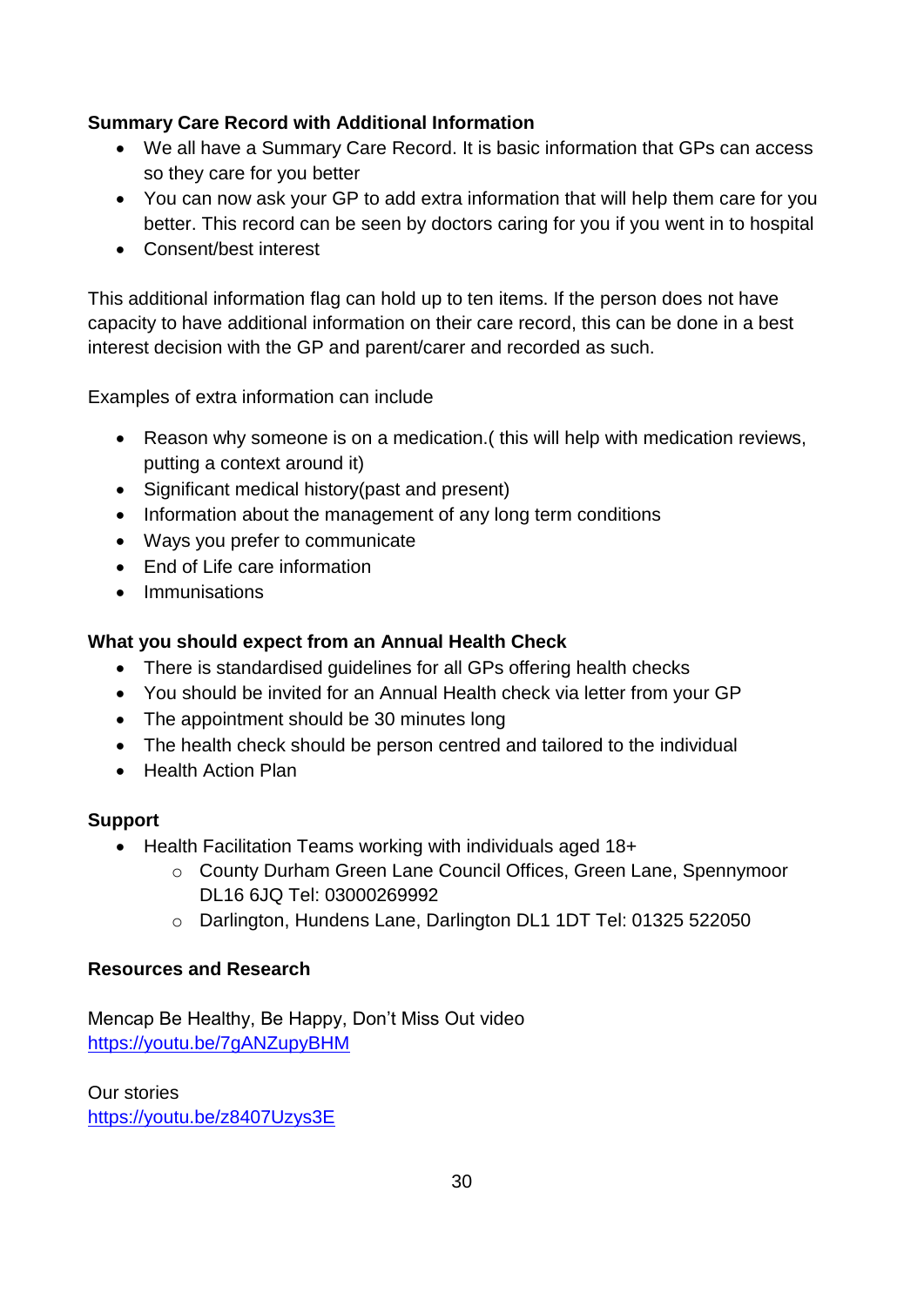**Summary Care Record with Additional Information**

- We all have a Summary Care Record. It is basic information that GPs can access so they care for you better
- You can now ask your GP to add extra information that will help them care for you better. This record can be seen by doctors caring for you if you went in to hospital
- Consent/best interest

This additional information flag can hold up to ten items. If the person does not have capacity to have additional information on their care record, this can be done in a best interest decision with the GP and parent/carer and recorded as such.

Examples of extra information can include

- Reason why someone is on a medication.( this will help with medication reviews, putting a context around it)
- Significant medical history(past and present)
- Information about the management of any long term conditions
- Ways you prefer to communicate
- End of Life care information
- Immunisations

**What you should expect from an Annual Health Check**

- There is standardised guidelines for all GPs offering health checks
- You should be invited for an Annual Health check via letter from your GP
- The appointment should be 30 minutes long
- The health check should be person centred and tailored to the individual
- Health Action Plan

**Support**

- Health Facilitation Teams working with individuals aged 18+
  - County Durham Green Lane Council Offices, Green Lane, Spennymoor DL16 6JQ Tel: 03000269992
  - Darlington, Hundens Lane, Darlington DL1 1DT Tel: 01325 522050

**Resources and Research**

Mencap Be Healthy, Be Happy, Don't Miss Out video
https://youtu.be/7gANZupyBHM

Our stories
https://youtu.be/z8407Uzys3E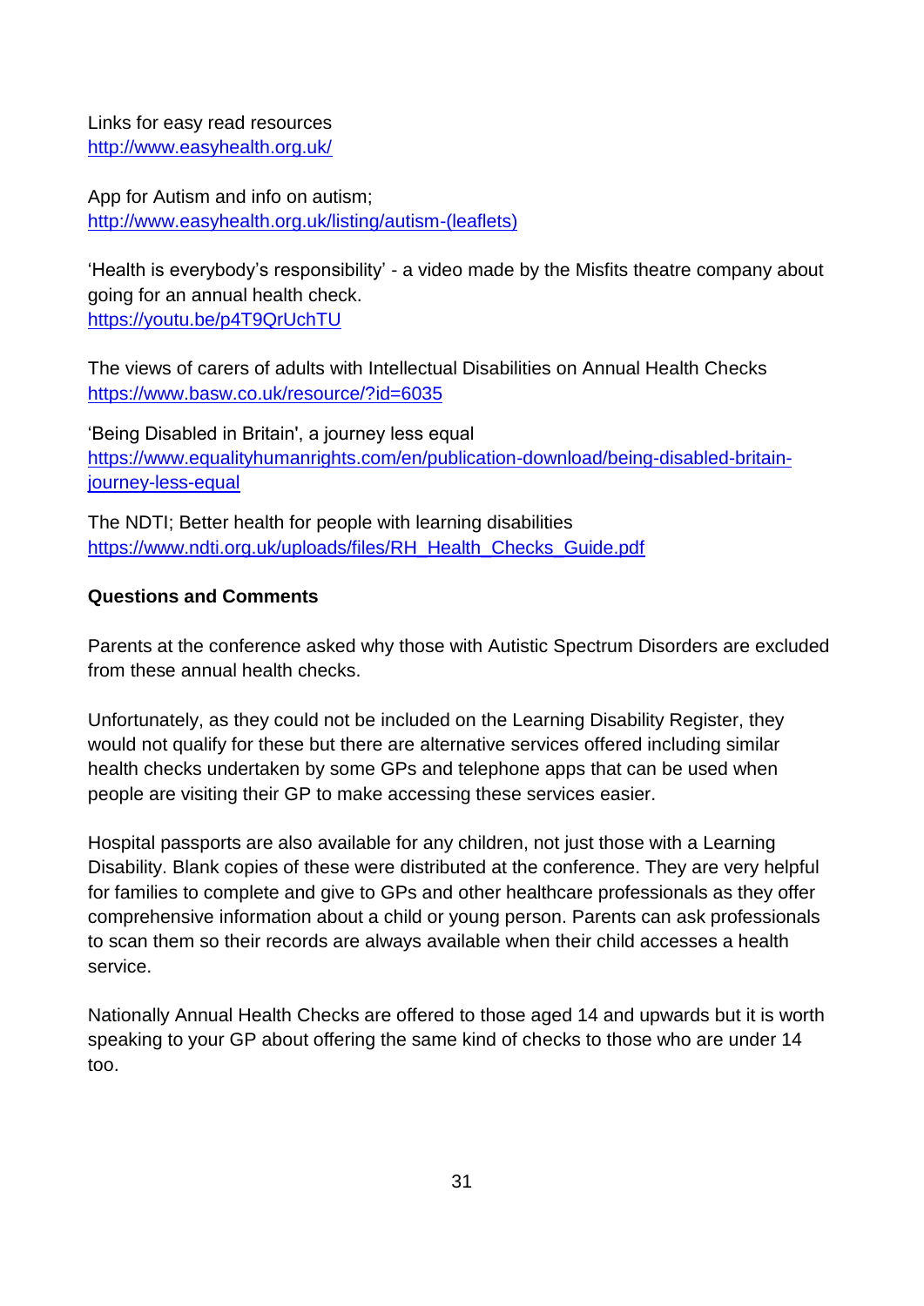Links for easy read resources
http://www.easyhealth.org.uk/

App for Autism and info on autism;
http://www.easyhealth.org.uk/listing/autism-(leaflets)

'Health is everybody's responsibility' - a video made by the Misfits theatre company about going for an annual health check.
https://youtu.be/p4T9QrUchTU

The views of carers of adults with Intellectual Disabilities on Annual Health Checks
https://www.basw.co.uk/resource/?id=6035

'Being Disabled in Britain', a journey less equal
https://www.equalityhumanrights.com/en/publication-download/being-disabled-britain-journey-less-equal

The NDTI; Better health for people with learning disabilities
https://www.ndti.org.uk/uploads/files/RH_Health_Checks_Guide.pdf

**Questions and Comments**

Parents at the conference asked why those with Autistic Spectrum Disorders are excluded from these annual health checks.

Unfortunately, as they could not be included on the Learning Disability Register, they would not qualify for these but there are alternative services offered including similar health checks undertaken by some GPs and telephone apps that can be used when people are visiting their GP to make accessing these services easier.

Hospital passports are also available for any children, not just those with a Learning Disability. Blank copies of these were distributed at the conference. They are very helpful for families to complete and give to GPs and other healthcare professionals as they offer comprehensive information about a child or young person. Parents can ask professionals to scan them so their records are always available when their child accesses a health service.

Nationally Annual Health Checks are offered to those aged 14 and upwards but it is worth speaking to your GP about offering the same kind of checks to those who are under 14 too.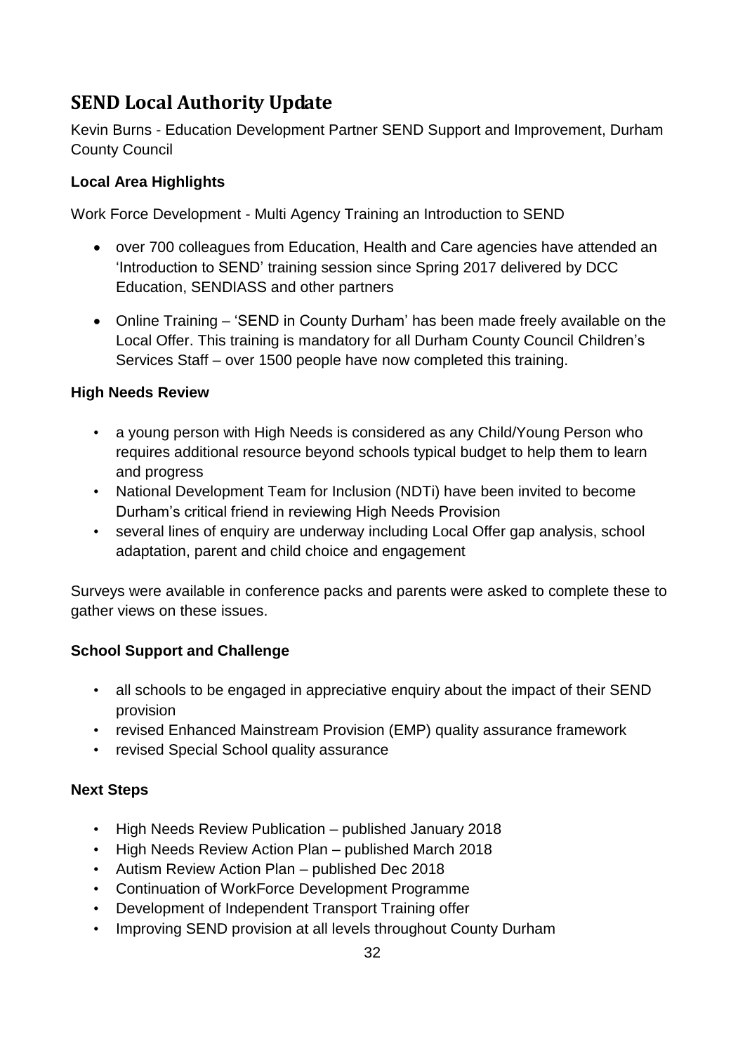## SEND Local Authority Update

Kevin Burns - Education Development Partner SEND Support and Improvement, Durham County Council

**Local Area Highlights**

Work Force Development - Multi Agency Training an Introduction to SEND

- over 700 colleagues from Education, Health and Care agencies have attended an 'Introduction to SEND' training session since Spring 2017 delivered by DCC Education, SENDIASS and other partners
- Online Training – 'SEND in County Durham' has been made freely available on the Local Offer. This training is mandatory for all Durham County Council Children's Services Staff – over 1500 people have now completed this training.

**High Needs Review**

- a young person with High Needs is considered as any Child/Young Person who requires additional resource beyond schools typical budget to help them to learn and progress
- National Development Team for Inclusion (NDTi) have been invited to become Durham's critical friend in reviewing High Needs Provision
- several lines of enquiry are underway including Local Offer gap analysis, school adaptation, parent and child choice and engagement

Surveys were available in conference packs and parents were asked to complete these to gather views on these issues.

**School Support and Challenge**

- all schools to be engaged in appreciative enquiry about the impact of their SEND provision
- revised Enhanced Mainstream Provision (EMP) quality assurance framework
- revised Special School quality assurance

**Next Steps**

- High Needs Review Publication – published January 2018
- High Needs Review Action Plan – published March 2018
- Autism Review Action Plan – published Dec 2018
- Continuation of WorkForce Development Programme
- Development of Independent Transport Training offer
- Improving SEND provision at all levels throughout County Durham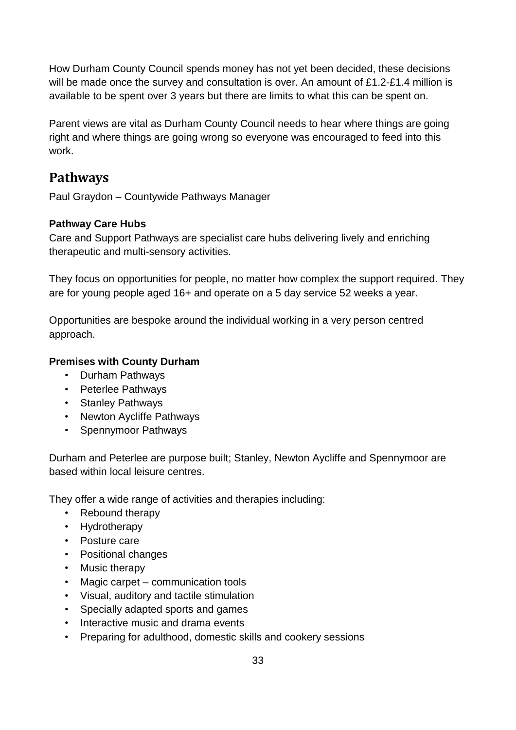How Durham County Council spends money has not yet been decided, these decisions will be made once the survey and consultation is over. An amount of £1.2-£1.4 million is available to be spent over 3 years but there are limits to what this can be spent on.

Parent views are vital as Durham County Council needs to hear where things are going right and where things are going wrong so everyone was encouraged to feed into this work.

## Pathways

Paul Graydon – Countywide Pathways Manager

**Pathway Care Hubs**
Care and Support Pathways are specialist care hubs delivering lively and enriching therapeutic and multi-sensory activities.

They focus on opportunities for people, no matter how complex the support required. They are for young people aged 16+ and operate on a 5 day service 52 weeks a year.

Opportunities are bespoke around the individual working in a very person centred approach.

**Premises with County Durham**

- Durham Pathways
- Peterlee Pathways
- Stanley Pathways
- Newton Aycliffe Pathways
- Spennymoor Pathways

Durham and Peterlee are purpose built; Stanley, Newton Aycliffe and Spennymoor are based within local leisure centres.

They offer a wide range of activities and therapies including:

- Rebound therapy
- Hydrotherapy
- Posture care
- Positional changes
- Music therapy
- Magic carpet – communication tools
- Visual, auditory and tactile stimulation
- Specially adapted sports and games
- Interactive music and drama events
- Preparing for adulthood, domestic skills and cookery sessions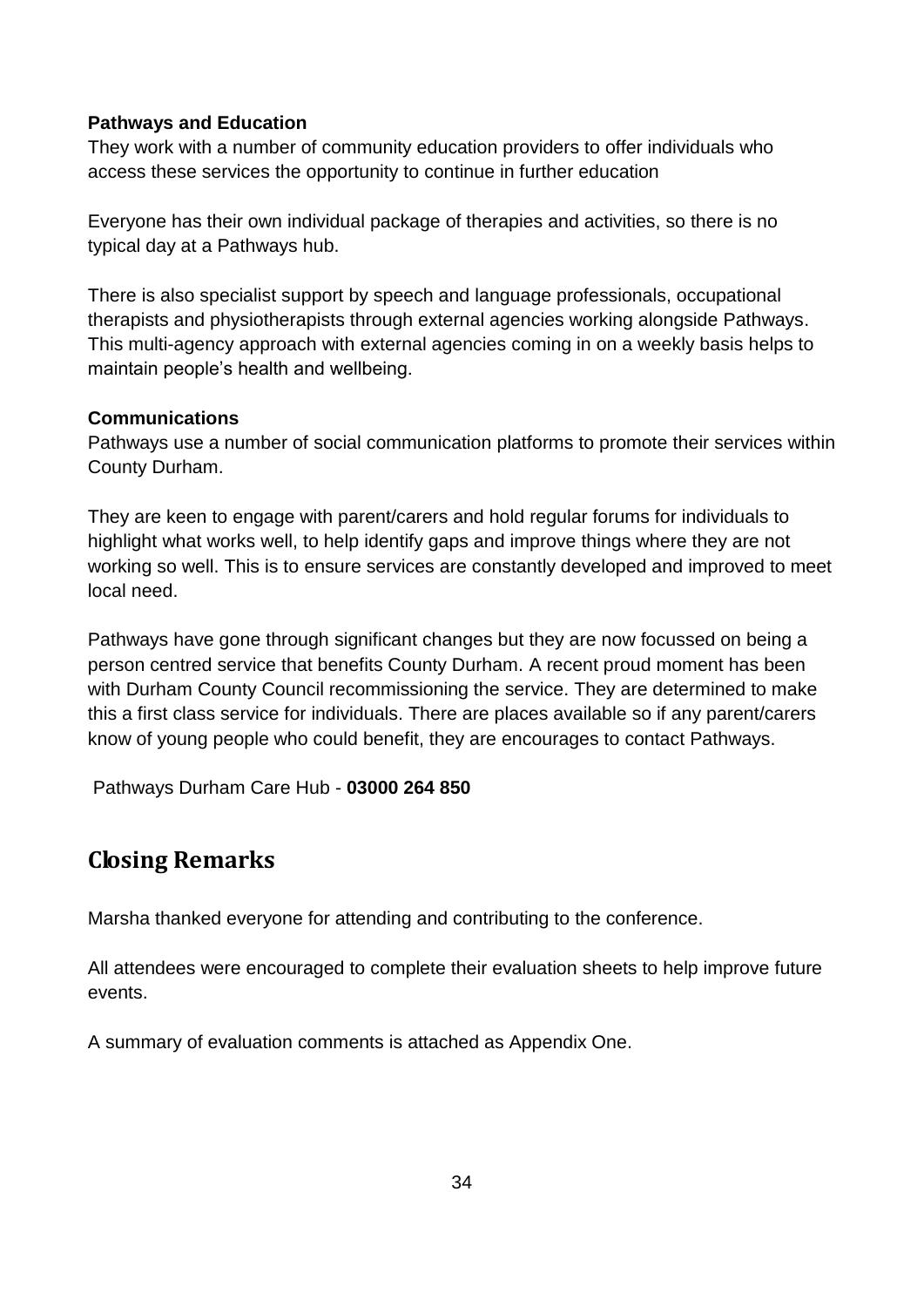**Pathways and Education**
They work with a number of community education providers to offer individuals who access these services the opportunity to continue in further education

Everyone has their own individual package of therapies and activities, so there is no typical day at a Pathways hub.

There is also specialist support by speech and language professionals, occupational therapists and physiotherapists through external agencies working alongside Pathways. This multi-agency approach with external agencies coming in on a weekly basis helps to maintain people's health and wellbeing.

**Communications**
Pathways use a number of social communication platforms to promote their services within County Durham.

They are keen to engage with parent/carers and hold regular forums for individuals to highlight what works well, to help identify gaps and improve things where they are not working so well. This is to ensure services are constantly developed and improved to meet local need.

Pathways have gone through significant changes but they are now focussed on being a person centred service that benefits County Durham. A recent proud moment has been with Durham County Council recommissioning the service. They are determined to make this a first class service for individuals. There are places available so if any parent/carers know of young people who could benefit, they are encourages to contact Pathways.

Pathways Durham Care Hub - **03000 264 850**

## Closing Remarks

Marsha thanked everyone for attending and contributing to the conference.

All attendees were encouraged to complete their evaluation sheets to help improve future events.

A summary of evaluation comments is attached as Appendix One.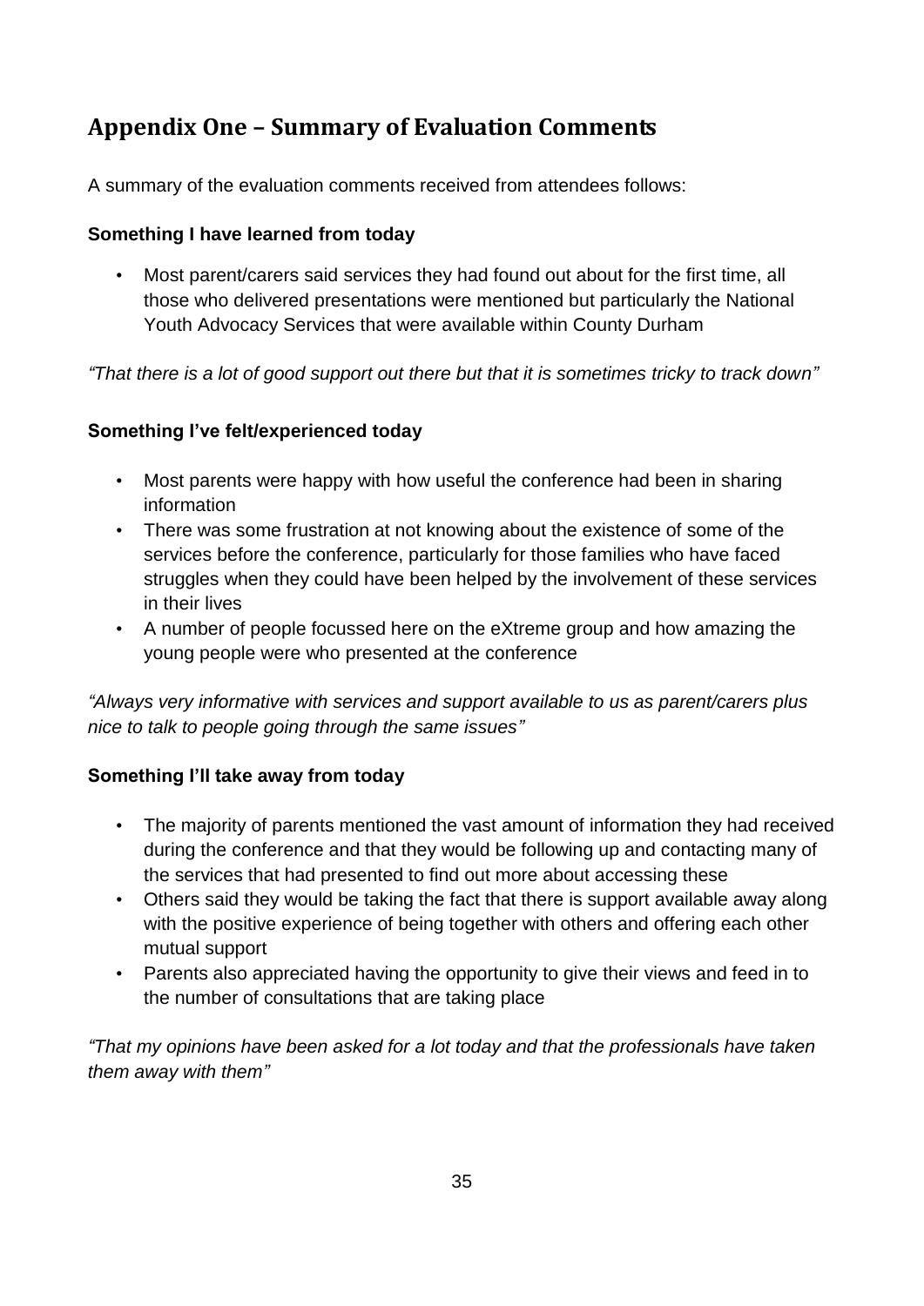## Appendix One – Summary of Evaluation Comments

A summary of the evaluation comments received from attendees follows:

**Something I have learned from today**

- Most parent/carers said services they had found out about for the first time, all those who delivered presentations were mentioned but particularly the National Youth Advocacy Services that were available within County Durham

*"That there is a lot of good support out there but that it is sometimes tricky to track down"*

**Something I've felt/experienced today**

- Most parents were happy with how useful the conference had been in sharing information
- There was some frustration at not knowing about the existence of some of the services before the conference, particularly for those families who have faced struggles when they could have been helped by the involvement of these services in their lives
- A number of people focussed here on the eXtreme group and how amazing the young people were who presented at the conference

*"Always very informative with services and support available to us as parent/carers plus nice to talk to people going through the same issues"*

**Something I'll take away from today**

- The majority of parents mentioned the vast amount of information they had received during the conference and that they would be following up and contacting many of the services that had presented to find out more about accessing these
- Others said they would be taking the fact that there is support available away along with the positive experience of being together with others and offering each other mutual support
- Parents also appreciated having the opportunity to give their views and feed in to the number of consultations that are taking place

*"That my opinions have been asked for a lot today and that the professionals have taken them away with them"*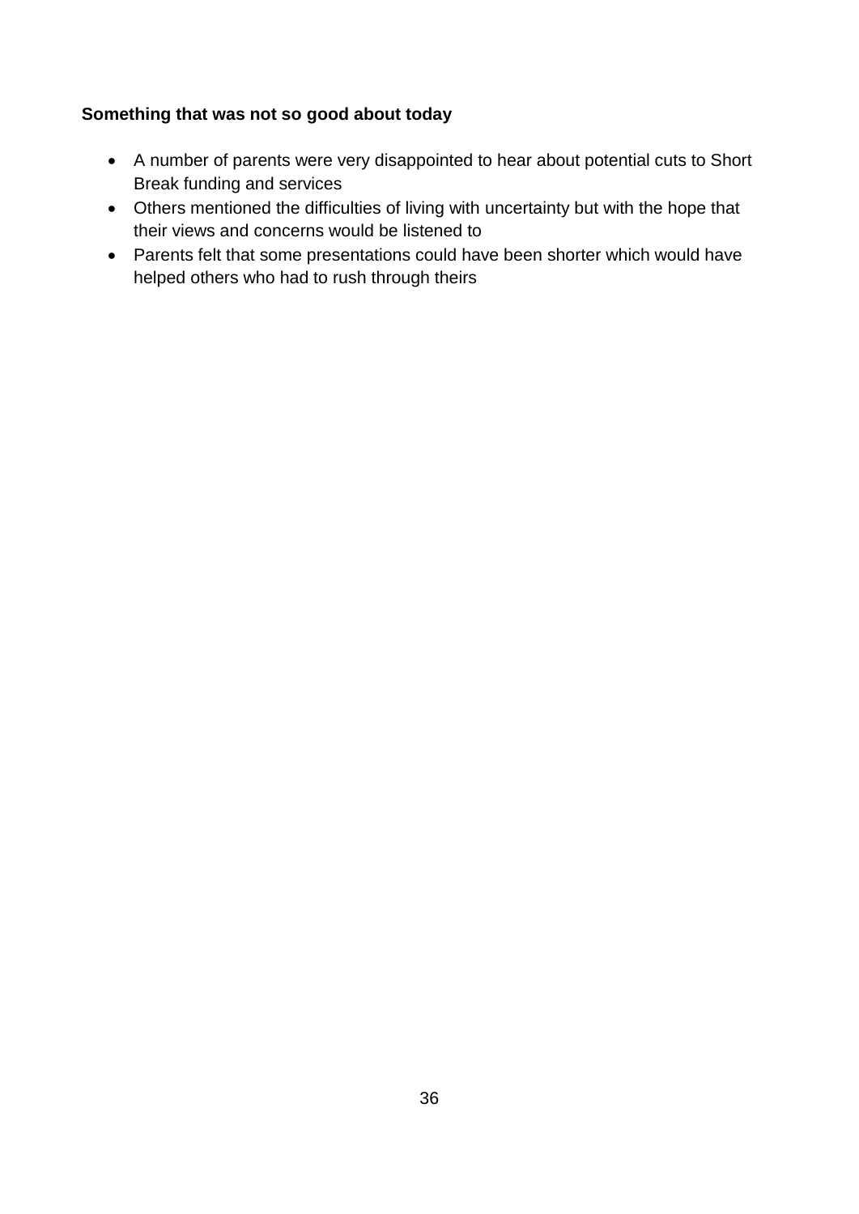**Something that was not so good about today**

- A number of parents were very disappointed to hear about potential cuts to Short Break funding and services
- Others mentioned the difficulties of living with uncertainty but with the hope that their views and concerns would be listened to
- Parents felt that some presentations could have been shorter which would have helped others who had to rush through theirs